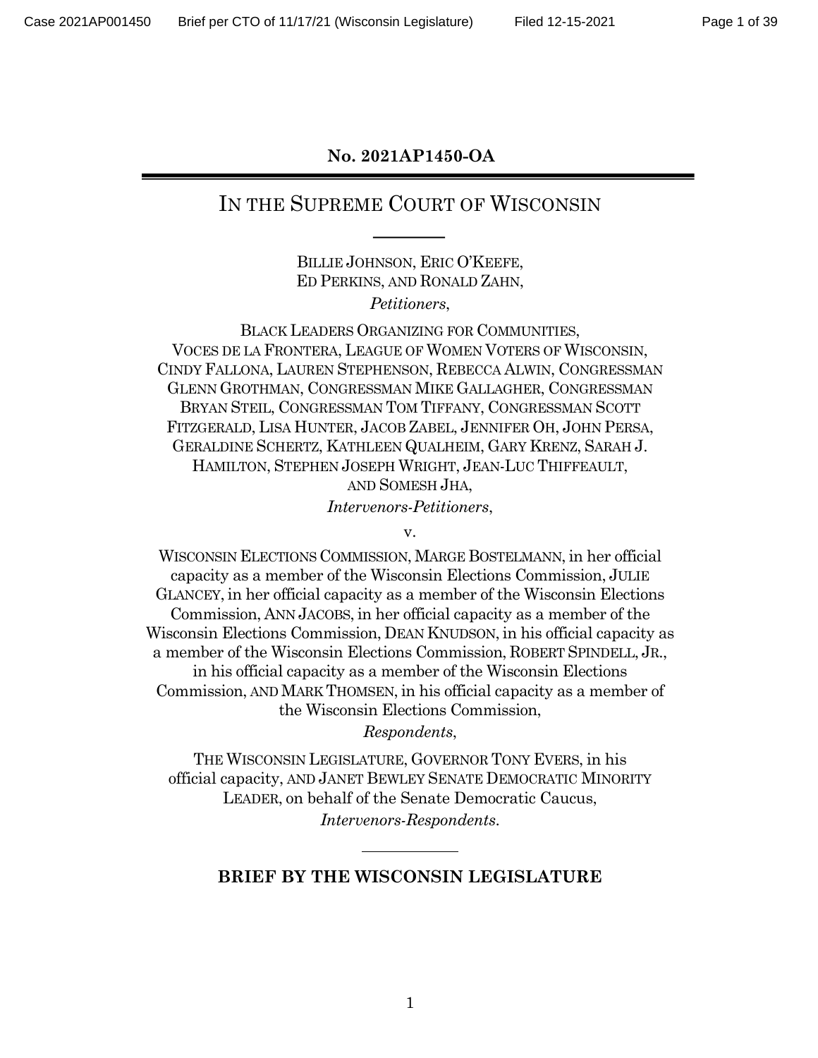**No. 2021AP1450-OA**

# IN THE SUPREME COURT OF WISCONSIN

BILLIE JOHNSON, ERIC O'KEEFE,
ED PERKINS, AND RONALD ZAHN,

*Petitioners*,

BLACK LEADERS ORGANIZING FOR COMMUNITIES,
VOCES DE LA FRONTERA, LEAGUE OF WOMEN VOTERS OF WISCONSIN,
CINDY FALLONA, LAUREN STEPHENSON, REBECCA ALWIN, CONGRESSMAN
GLENN GROTHMAN, CONGRESSMAN MIKE GALLAGHER, CONGRESSMAN
BRYAN STEIL, CONGRESSMAN TOM TIFFANY, CONGRESSMAN SCOTT
FITZGERALD, LISA HUNTER, JACOB ZABEL, JENNIFER OH, JOHN PERSA,
GERALDINE SCHERTZ, KATHLEEN QUALHEIM, GARY KRENZ, SARAH J.
HAMILTON, STEPHEN JOSEPH WRIGHT, JEAN-LUC THIFFEAULT,
AND SOMESH JHA,

*Intervenors-Petitioners*,

v.

WISCONSIN ELECTIONS COMMISSION, MARGE BOSTELMANN, in her official capacity as a member of the Wisconsin Elections Commission, JULIE GLANCEY, in her official capacity as a member of the Wisconsin Elections Commission, ANN JACOBS, in her official capacity as a member of the Wisconsin Elections Commission, DEAN KNUDSON, in his official capacity as a member of the Wisconsin Elections Commission, ROBERT SPINDELL, JR., in his official capacity as a member of the Wisconsin Elections Commission, AND MARK THOMSEN, in his official capacity as a member of the Wisconsin Elections Commission,

*Respondents*,

THE WISCONSIN LEGISLATURE, GOVERNOR TONY EVERS, in his official capacity, AND JANET BEWLEY SENATE DEMOCRATIC MINORITY LEADER, on behalf of the Senate Democratic Caucus,

*Intervenors-Respondents*.

## BRIEF BY THE WISCONSIN LEGISLATURE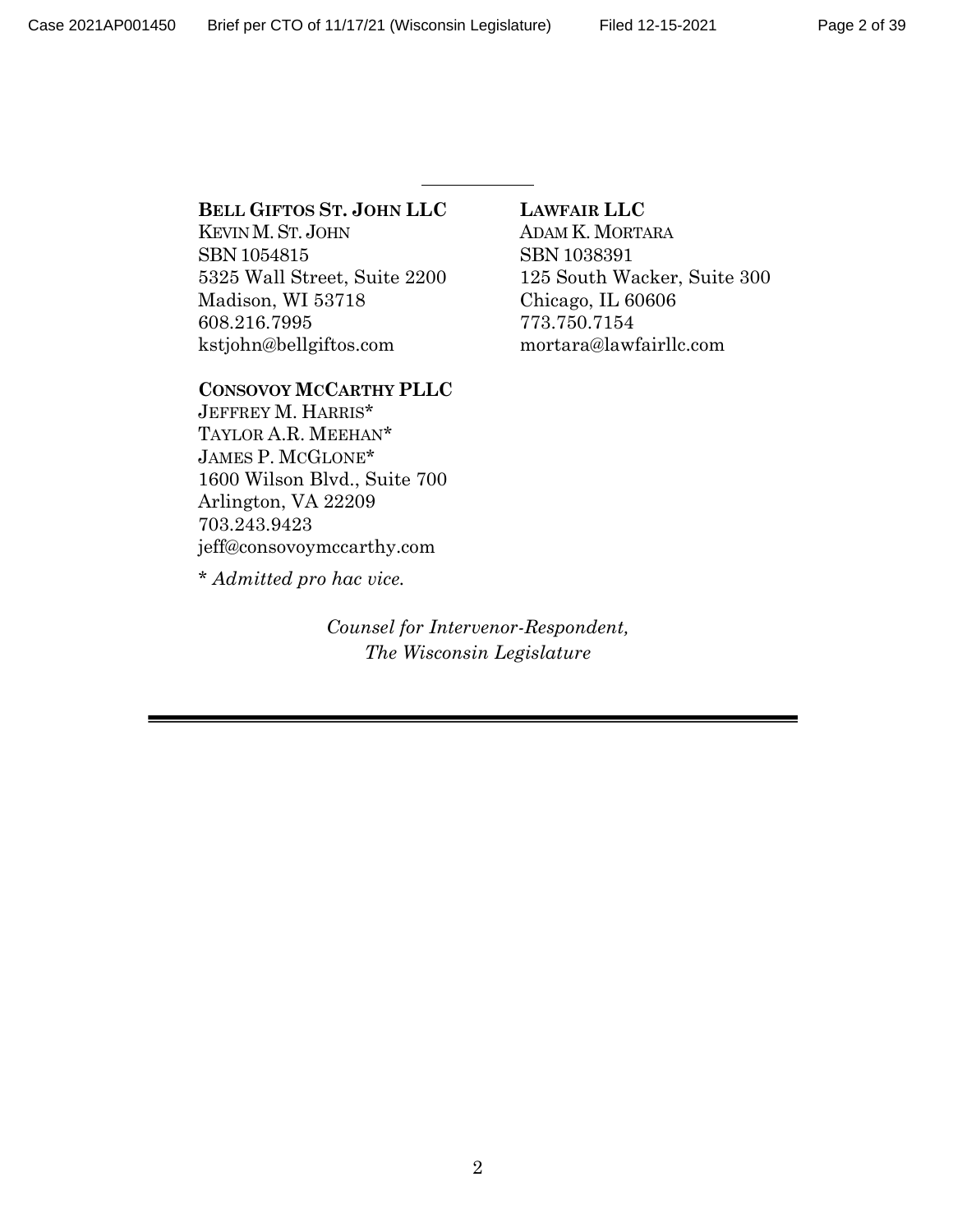**BELL GIFTOS ST. JOHN LLC**
KEVIN M. ST. JOHN
SBN 1054815
5325 Wall Street, Suite 2200
Madison, WI 53718
608.216.7995
kstjohn@bellgiftos.com

**LAWFAIR LLC**
ADAM K. MORTARA
SBN 1038391
125 South Wacker, Suite 300
Chicago, IL 60606
773.750.7154
mortara@lawfairllc.com

**CONSOVOY MCCARTHY PLLC**
JEFFREY M. HARRIS*
TAYLOR A.R. MEEHAN*
JAMES P. MCGLONE*
1600 Wilson Blvd., Suite 700
Arlington, VA 22209
703.243.9423
jeff@consovoymccarthy.com

* *Admitted pro hac vice.*

*Counsel for Intervenor-Respondent,*
*The Wisconsin Legislature*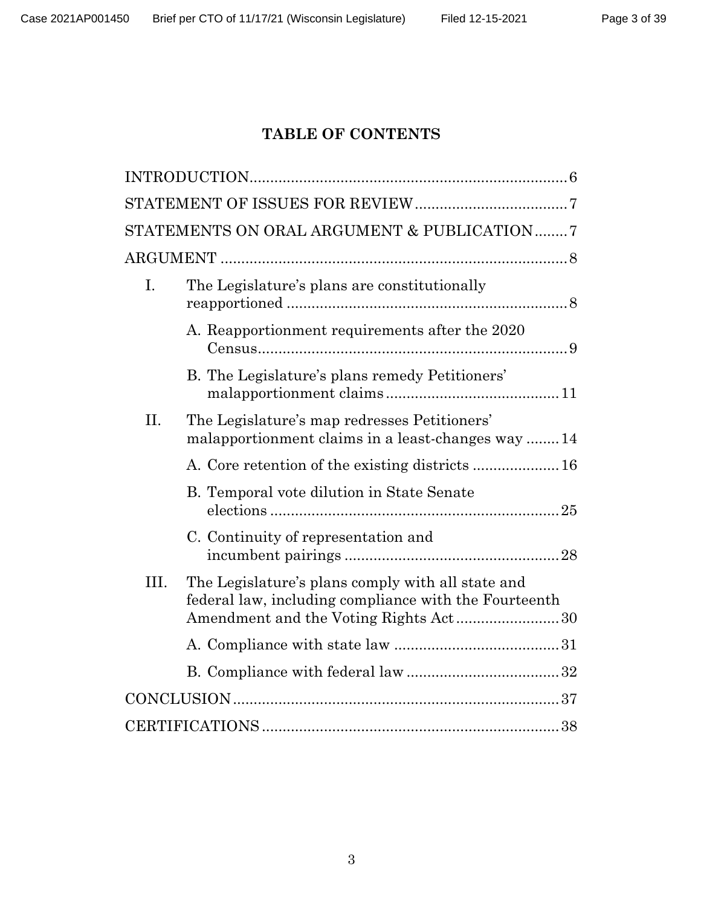# TABLE OF CONTENTS

INTRODUCTION........................................................................6

STATEMENT OF ISSUES FOR REVIEW....................................7

STATEMENTS ON ORAL ARGUMENT & PUBLICATION........7

ARGUMENT ............................................................................8

I. The Legislature's plans are constitutionally reapportioned ....................................................................8

  A. Reapportionment requirements after the 2020 Census...........................................................................9

  B. The Legislature's plans remedy Petitioners' malapportionment claims..........................................11

II. The Legislature's map redresses Petitioners' malapportionment claims in a least-changes way ........14

  A. Core retention of the existing districts .....................16

  B. Temporal vote dilution in State Senate elections ......................................................................25

  C. Continuity of representation and incumbent pairings ....................................................28

III. The Legislature's plans comply with all state and federal law, including compliance with the Fourteenth Amendment and the Voting Rights Act.........................30

  A. Compliance with state law ........................................31

  B. Compliance with federal law .....................................32

CONCLUSION.........................................................................37

CERTIFICATIONS..................................................................38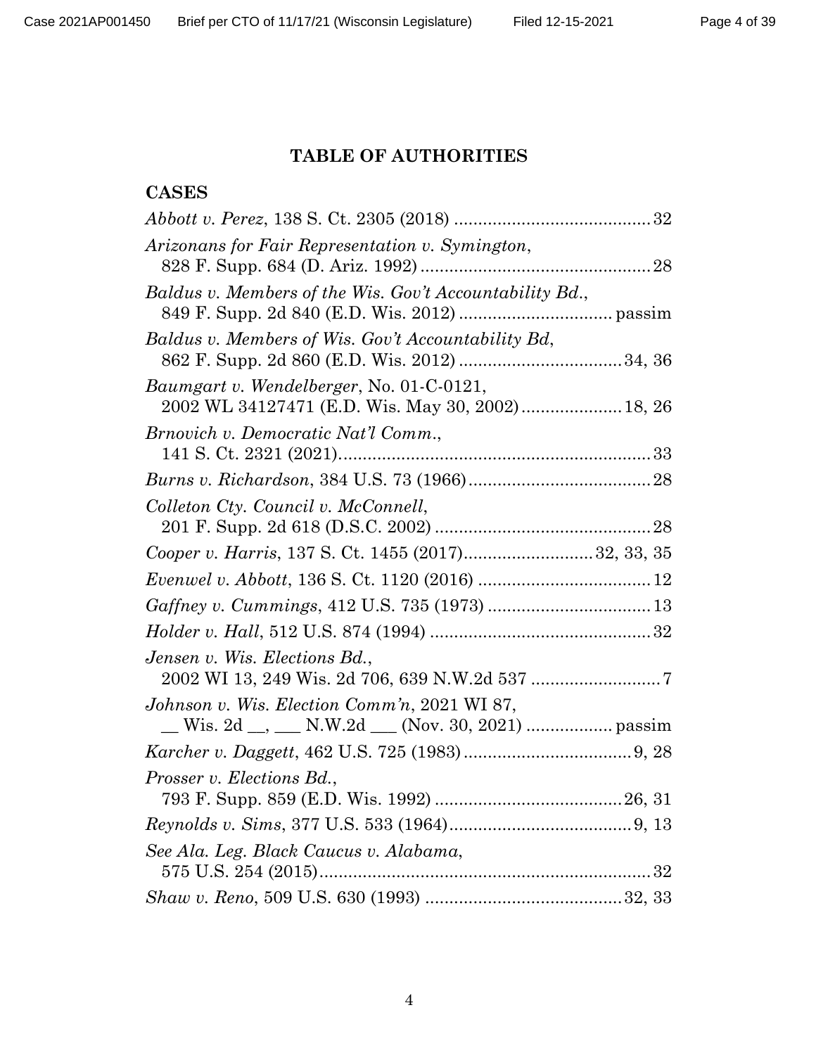# TABLE OF AUTHORITIES

## CASES

*Abbott v. Perez*, 138 S. Ct. 2305 (2018) ........................................ 32

*Arizonans for Fair Representation v. Symington*, 828 F. Supp. 684 (D. Ariz. 1992) ............................................... 28

*Baldus v. Members of the Wis. Gov't Accountability Bd.*, 849 F. Supp. 2d 840 (E.D. Wis. 2012) ................................ passim

*Baldus v. Members of Wis. Gov't Accountability Bd*, 862 F. Supp. 2d 860 (E.D. Wis. 2012) .................................. 34, 36

*Baumgart v. Wendelberger*, No. 01-C-0121, 2002 WL 34127471 (E.D. Wis. May 30, 2002) .................... 18, 26

*Brnovich v. Democratic Nat'l Comm.*, 141 S. Ct. 2321 (2021)................................................................ 33

*Burns v. Richardson*, 384 U.S. 73 (1966)...................................... 28

*Colleton Cty. Council v. McConnell*, 201 F. Supp. 2d 618 (D.S.C. 2002) ............................................ 28

*Cooper v. Harris*, 137 S. Ct. 1455 (2017)........................... 32, 33, 35

*Evenwel v. Abbott*, 136 S. Ct. 1120 (2016) ................................... 12

*Gaffney v. Cummings*, 412 U.S. 735 (1973) ................................. 13

*Holder v. Hall*, 512 U.S. 874 (1994) ............................................. 32

*Jensen v. Wis. Elections Bd.*, 2002 WI 13, 249 Wis. 2d 706, 639 N.W.2d 537 ........................... 7

*Johnson v. Wis. Election Comm'n*, 2021 WI 87, __ Wis. 2d __, ___ N.W.2d ___ (Nov. 30, 2021) ................. passim

*Karcher v. Daggett*, 462 U.S. 725 (1983).................................. 9, 28

*Prosser v. Elections Bd.*, 793 F. Supp. 859 (E.D. Wis. 1992) ...................................... 26, 31

*Reynolds v. Sims*, 377 U.S. 533 (1964)...................................... 9, 13

*See Ala. Leg. Black Caucus v. Alabama*, 575 U.S. 254 (2015)..................................................................... 32

*Shaw v. Reno*, 509 U.S. 630 (1993) ......................................... 32, 33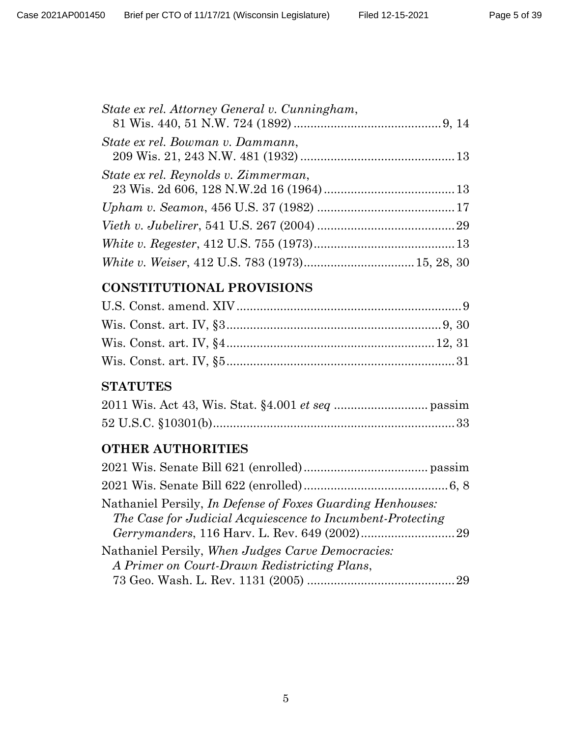*State ex rel. Attorney General v. Cunningham*, 81 Wis. 440, 51 N.W. 724 (1892) .......... 9, 14

*State ex rel. Bowman v. Dammann*, 209 Wis. 21, 243 N.W. 481 (1932) .......... 13

*State ex rel. Reynolds v. Zimmerman*, 23 Wis. 2d 606, 128 N.W.2d 16 (1964) .......... 13

*Upham v. Seamon*, 456 U.S. 37 (1982) .......... 17

*Vieth v. Jubelirer*, 541 U.S. 267 (2004) .......... 29

*White v. Regester*, 412 U.S. 755 (1973) .......... 13

*White v. Weiser*, 412 U.S. 783 (1973) .......... 15, 28, 30

## CONSTITUTIONAL PROVISIONS

U.S. Const. amend. XIV .......... 9

Wis. Const. art. IV, §3 .......... 9, 30

Wis. Const. art. IV, §4 .......... 12, 31

Wis. Const. art. IV, §5 .......... 31

## STATUTES

2011 Wis. Act 43, Wis. Stat. §4.001 *et seq* .......... passim

52 U.S.C. §10301(b) .......... 33

## OTHER AUTHORITIES

2021 Wis. Senate Bill 621 (enrolled) .......... passim

2021 Wis. Senate Bill 622 (enrolled) .......... 6, 8

Nathaniel Persily, *In Defense of Foxes Guarding Henhouses: The Case for Judicial Acquiescence to Incumbent-Protecting Gerrymanders*, 116 Harv. L. Rev. 649 (2002) .......... 29

Nathaniel Persily, *When Judges Carve Democracies: A Primer on Court-Drawn Redistricting Plans*, 73 Geo. Wash. L. Rev. 1131 (2005) .......... 29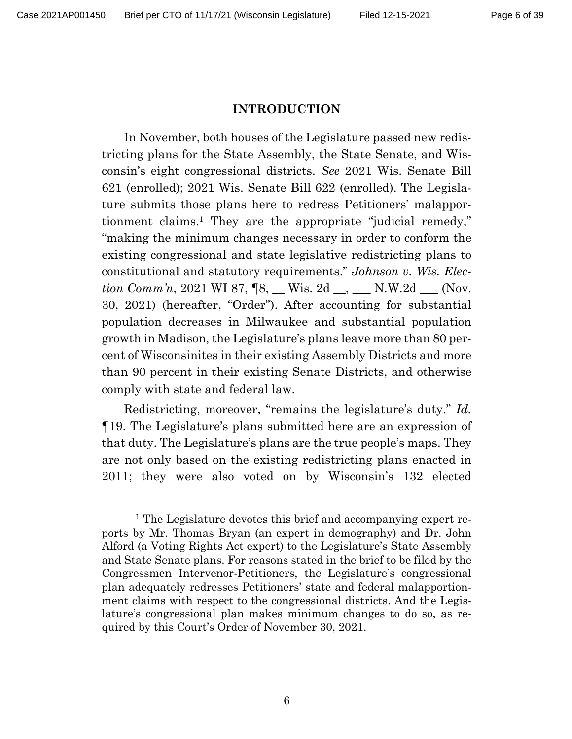## INTRODUCTION

In November, both houses of the Legislature passed new redistricting plans for the State Assembly, the State Senate, and Wisconsin's eight congressional districts. *See* 2021 Wis. Senate Bill 621 (enrolled); 2021 Wis. Senate Bill 622 (enrolled). The Legislature submits those plans here to redress Petitioners' malapportionment claims.[1] They are the appropriate "judicial remedy," "making the minimum changes necessary in order to conform the existing congressional and state legislative redistricting plans to constitutional and statutory requirements." *Johnson v. Wis. Election Comm'n*, 2021 WI 87, ¶8, __ Wis. 2d __, ___ N.W.2d ___ (Nov. 30, 2021) (hereafter, "Order"). After accounting for substantial population decreases in Milwaukee and substantial population growth in Madison, the Legislature's plans leave more than 80 percent of Wisconsinites in their existing Assembly Districts and more than 90 percent in their existing Senate Districts, and otherwise comply with state and federal law.

Redistricting, moreover, "remains the legislature's duty." *Id.* ¶19. The Legislature's plans submitted here are an expression of that duty. The Legislature's plans are the true people's maps. They are not only based on the existing redistricting plans enacted in 2011; they were also voted on by Wisconsin's 132 elected

---

[1] The Legislature devotes this brief and accompanying expert reports by Mr. Thomas Bryan (an expert in demography) and Dr. John Alford (a Voting Rights Act expert) to the Legislature's State Assembly and State Senate plans. For reasons stated in the brief to be filed by the Congressmen Intervenor-Petitioners, the Legislature's congressional plan adequately redresses Petitioners' state and federal malapportionment claims with respect to the congressional districts. And the Legislature's congressional plan makes minimum changes to do so, as required by this Court's Order of November 30, 2021.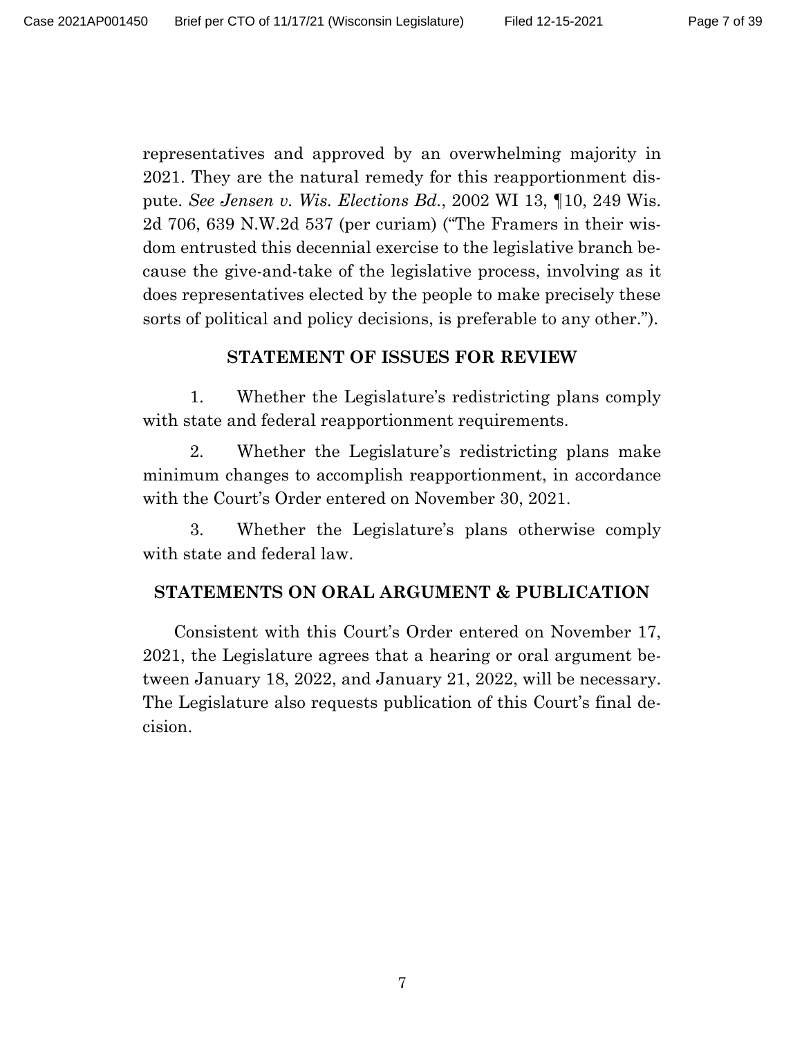representatives and approved by an overwhelming majority in 2021. They are the natural remedy for this reapportionment dispute. *See Jensen v. Wis. Elections Bd.*, 2002 WI 13, ¶10, 249 Wis. 2d 706, 639 N.W.2d 537 (per curiam) ("The Framers in their wisdom entrusted this decennial exercise to the legislative branch because the give-and-take of the legislative process, involving as it does representatives elected by the people to make precisely these sorts of political and policy decisions, is preferable to any other.").

## STATEMENT OF ISSUES FOR REVIEW

1. Whether the Legislature's redistricting plans comply with state and federal reapportionment requirements.

2. Whether the Legislature's redistricting plans make minimum changes to accomplish reapportionment, in accordance with the Court's Order entered on November 30, 2021.

3. Whether the Legislature's plans otherwise comply with state and federal law.

## STATEMENTS ON ORAL ARGUMENT & PUBLICATION

Consistent with this Court's Order entered on November 17, 2021, the Legislature agrees that a hearing or oral argument between January 18, 2022, and January 21, 2022, will be necessary. The Legislature also requests publication of this Court's final decision.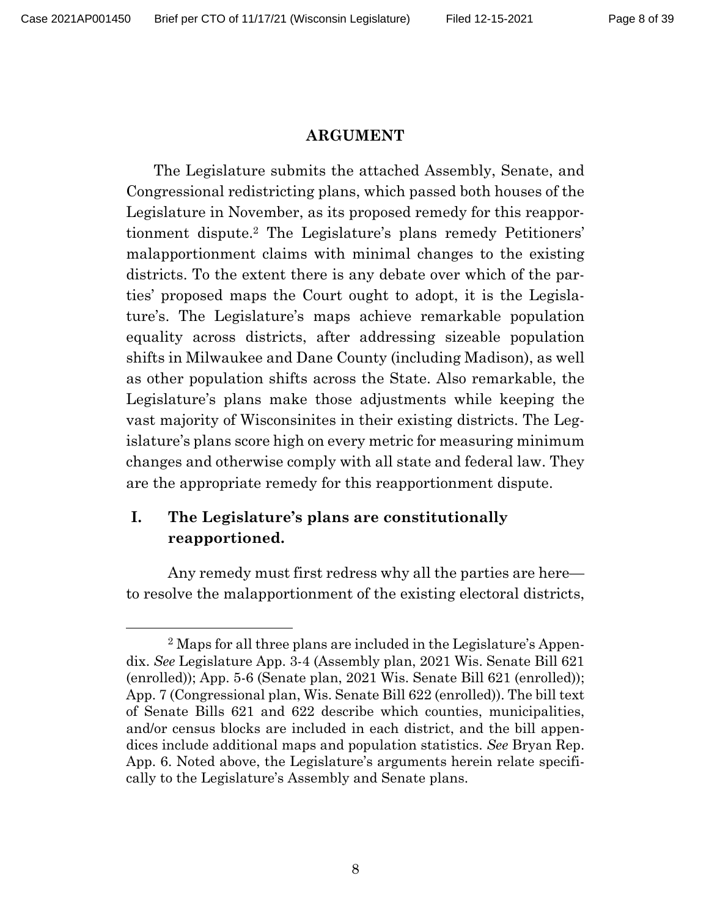## ARGUMENT

The Legislature submits the attached Assembly, Senate, and Congressional redistricting plans, which passed both houses of the Legislature in November, as its proposed remedy for this reapportionment dispute.[2] The Legislature's plans remedy Petitioners' malapportionment claims with minimal changes to the existing districts. To the extent there is any debate over which of the parties' proposed maps the Court ought to adopt, it is the Legislature's. The Legislature's maps achieve remarkable population equality across districts, after addressing sizeable population shifts in Milwaukee and Dane County (including Madison), as well as other population shifts across the State. Also remarkable, the Legislature's plans make those adjustments while keeping the vast majority of Wisconsinites in their existing districts. The Legislature's plans score high on every metric for measuring minimum changes and otherwise comply with all state and federal law. They are the appropriate remedy for this reapportionment dispute.

### I. The Legislature's plans are constitutionally reapportioned.

Any remedy must first redress why all the parties are here—to resolve the malapportionment of the existing electoral districts,

[2] Maps for all three plans are included in the Legislature's Appendix. *See* Legislature App. 3-4 (Assembly plan, 2021 Wis. Senate Bill 621 (enrolled)); App. 5-6 (Senate plan, 2021 Wis. Senate Bill 621 (enrolled)); App. 7 (Congressional plan, Wis. Senate Bill 622 (enrolled)). The bill text of Senate Bills 621 and 622 describe which counties, municipalities, and/or census blocks are included in each district, and the bill appendices include additional maps and population statistics. *See* Bryan Rep. App. 6. Noted above, the Legislature's arguments herein relate specifically to the Legislature's Assembly and Senate plans.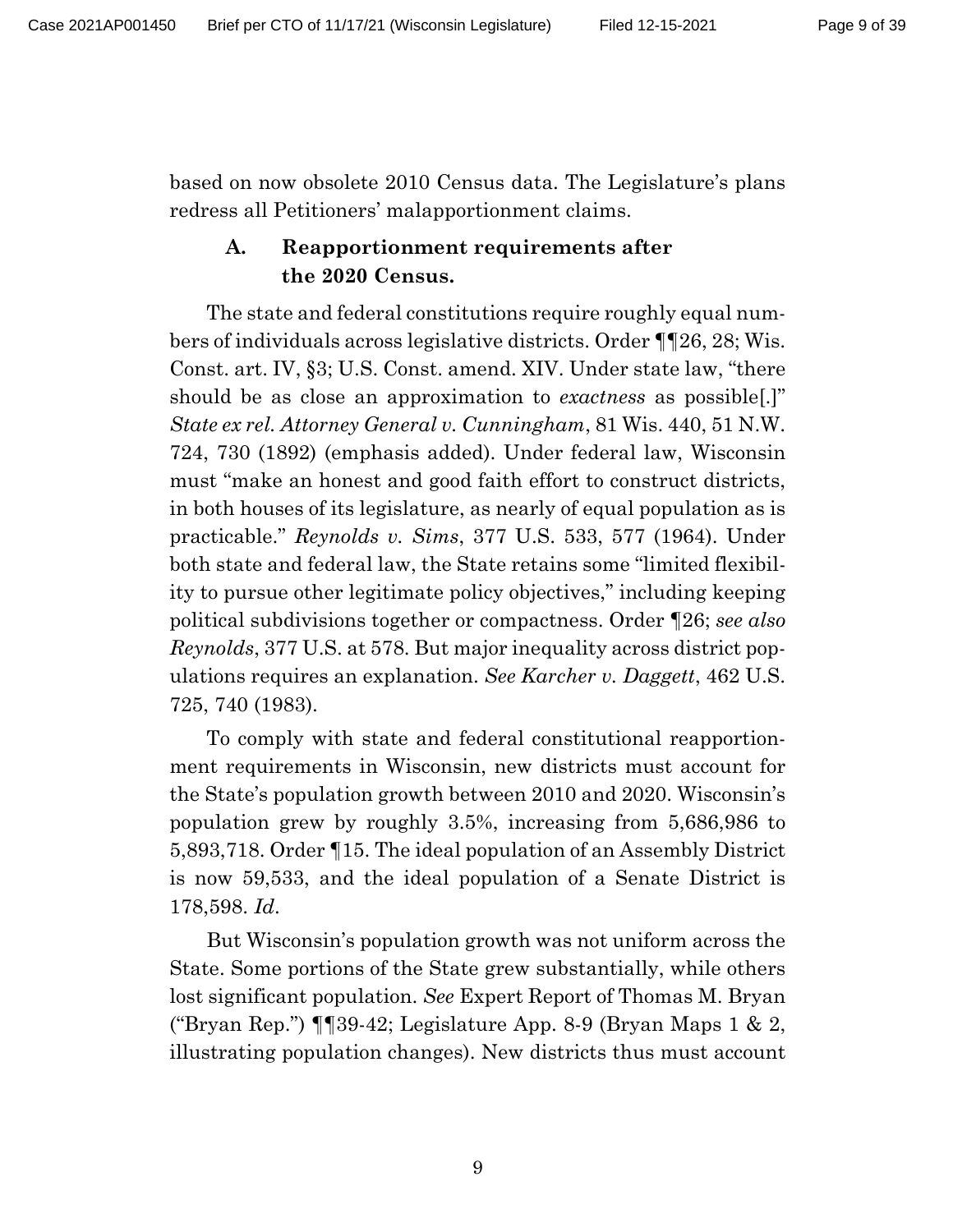based on now obsolete 2010 Census data. The Legislature's plans redress all Petitioners' malapportionment claims.

### A. Reapportionment requirements after the 2020 Census.

The state and federal constitutions require roughly equal numbers of individuals across legislative districts. Order ¶¶26, 28; Wis. Const. art. IV, §3; U.S. Const. amend. XIV. Under state law, "there should be as close an approximation to *exactness* as possible[.]" *State ex rel. Attorney General v. Cunningham*, 81 Wis. 440, 51 N.W. 724, 730 (1892) (emphasis added). Under federal law, Wisconsin must "make an honest and good faith effort to construct districts, in both houses of its legislature, as nearly of equal population as is practicable." *Reynolds v. Sims*, 377 U.S. 533, 577 (1964). Under both state and federal law, the State retains some "limited flexibility to pursue other legitimate policy objectives," including keeping political subdivisions together or compactness. Order ¶26; *see also Reynolds*, 377 U.S. at 578. But major inequality across district populations requires an explanation. *See Karcher v. Daggett*, 462 U.S. 725, 740 (1983).

To comply with state and federal constitutional reapportionment requirements in Wisconsin, new districts must account for the State's population growth between 2010 and 2020. Wisconsin's population grew by roughly 3.5%, increasing from 5,686,986 to 5,893,718. Order ¶15. The ideal population of an Assembly District is now 59,533, and the ideal population of a Senate District is 178,598. *Id.*

But Wisconsin's population growth was not uniform across the State. Some portions of the State grew substantially, while others lost significant population. *See* Expert Report of Thomas M. Bryan ("Bryan Rep.") ¶¶39-42; Legislature App. 8-9 (Bryan Maps 1 & 2, illustrating population changes). New districts thus must account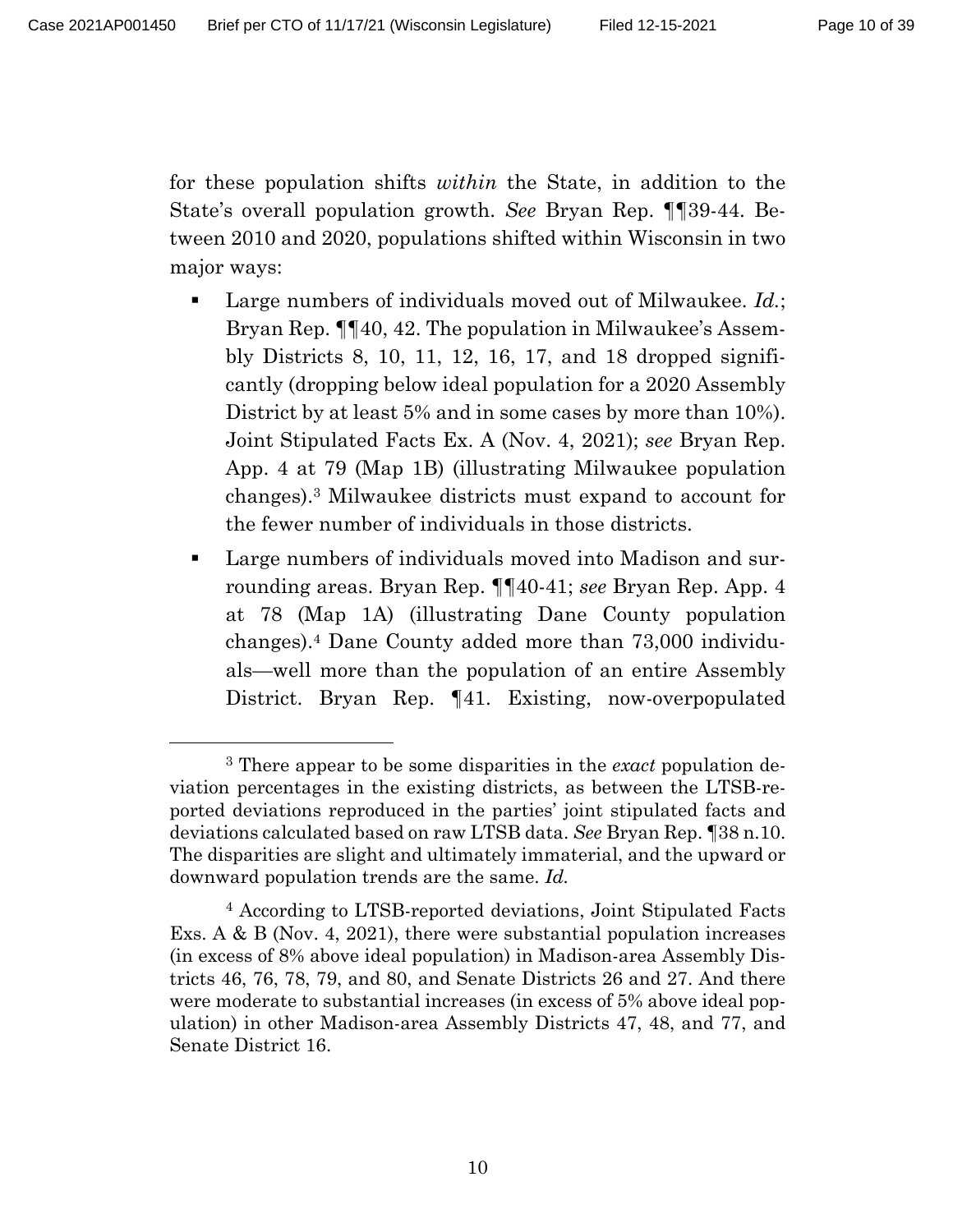for these population shifts *within* the State, in addition to the State's overall population growth. *See* Bryan Rep. ¶¶39-44. Between 2010 and 2020, populations shifted within Wisconsin in two major ways:

- Large numbers of individuals moved out of Milwaukee. *Id.*; Bryan Rep. ¶¶40, 42. The population in Milwaukee's Assembly Districts 8, 10, 11, 12, 16, 17, and 18 dropped significantly (dropping below ideal population for a 2020 Assembly District by at least 5% and in some cases by more than 10%). Joint Stipulated Facts Ex. A (Nov. 4, 2021); *see* Bryan Rep. App. 4 at 79 (Map 1B) (illustrating Milwaukee population changes).[3] Milwaukee districts must expand to account for the fewer number of individuals in those districts.
- Large numbers of individuals moved into Madison and surrounding areas. Bryan Rep. ¶¶40-41; *see* Bryan Rep. App. 4 at 78 (Map 1A) (illustrating Dane County population changes).[4] Dane County added more than 73,000 individuals—well more than the population of an entire Assembly District. Bryan Rep. ¶41. Existing, now-overpopulated

---

[3] There appear to be some disparities in the *exact* population deviation percentages in the existing districts, as between the LTSB-reported deviations reproduced in the parties' joint stipulated facts and deviations calculated based on raw LTSB data. *See* Bryan Rep. ¶38 n.10. The disparities are slight and ultimately immaterial, and the upward or downward population trends are the same. *Id.*

[4] According to LTSB-reported deviations, Joint Stipulated Facts Exs. A & B (Nov. 4, 2021), there were substantial population increases (in excess of 8% above ideal population) in Madison-area Assembly Districts 46, 76, 78, 79, and 80, and Senate Districts 26 and 27. And there were moderate to substantial increases (in excess of 5% above ideal population) in other Madison-area Assembly Districts 47, 48, and 77, and Senate District 16.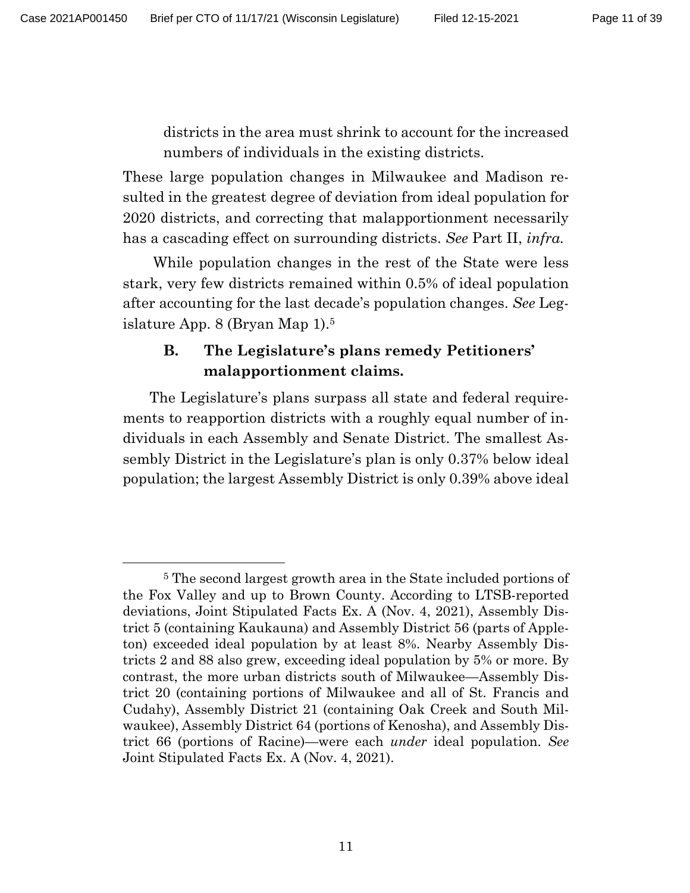districts in the area must shrink to account for the increased numbers of individuals in the existing districts.

These large population changes in Milwaukee and Madison resulted in the greatest degree of deviation from ideal population for 2020 districts, and correcting that malapportionment necessarily has a cascading effect on surrounding districts. *See* Part II, *infra.*

While population changes in the rest of the State were less stark, very few districts remained within 0.5% of ideal population after accounting for the last decade's population changes. *See* Legislature App. 8 (Bryan Map 1).[5]

### B. The Legislature's plans remedy Petitioners' malapportionment claims.

The Legislature's plans surpass all state and federal requirements to reapportion districts with a roughly equal number of individuals in each Assembly and Senate District. The smallest Assembly District in the Legislature's plan is only 0.37% below ideal population; the largest Assembly District is only 0.39% above ideal

---

[5] The second largest growth area in the State included portions of the Fox Valley and up to Brown County. According to LTSB-reported deviations, Joint Stipulated Facts Ex. A (Nov. 4, 2021), Assembly District 5 (containing Kaukauna) and Assembly District 56 (parts of Appleton) exceeded ideal population by at least 8%. Nearby Assembly Districts 2 and 88 also grew, exceeding ideal population by 5% or more. By contrast, the more urban districts south of Milwaukee—Assembly District 20 (containing portions of Milwaukee and all of St. Francis and Cudahy), Assembly District 21 (containing Oak Creek and South Milwaukee), Assembly District 64 (portions of Kenosha), and Assembly District 66 (portions of Racine)—were each *under* ideal population. *See* Joint Stipulated Facts Ex. A (Nov. 4, 2021).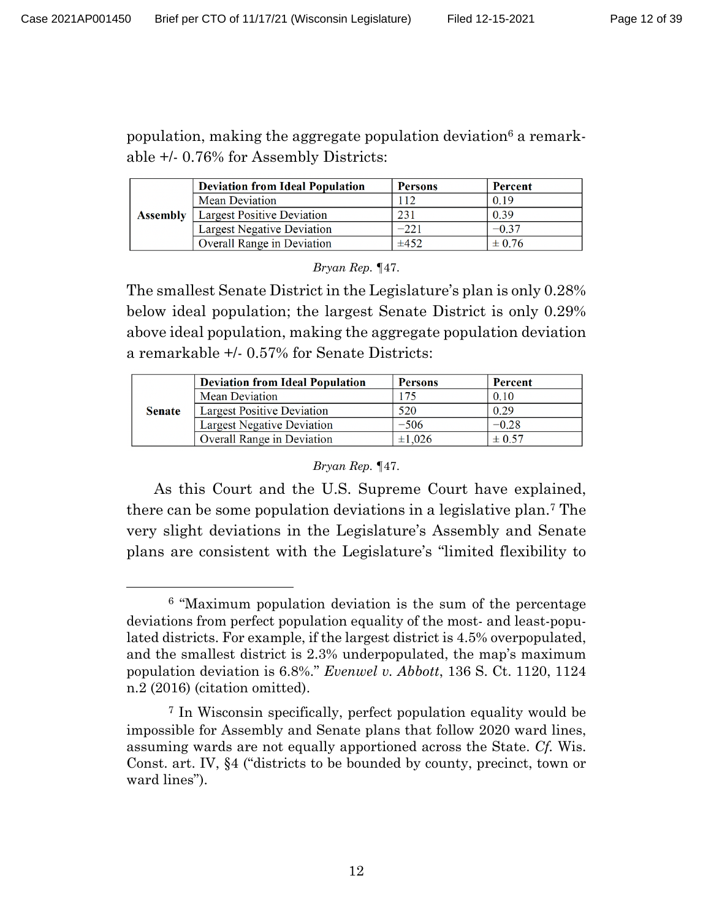population, making the aggregate population deviation[6] a remarkable +/- 0.76% for Assembly Districts:

| | Deviation from Ideal Population | Persons | Percent |
|---|---|---|---|
| **Assembly** | Mean Deviation | 112 | 0.19 |
| | Largest Positive Deviation | 231 | 0.39 |
| | Largest Negative Deviation | −221 | −0.37 |
| | Overall Range in Deviation | ±452 | ± 0.76 |

*Bryan Rep.* ¶47.

The smallest Senate District in the Legislature's plan is only 0.28% below ideal population; the largest Senate District is only 0.29% above ideal population, making the aggregate population deviation a remarkable +/- 0.57% for Senate Districts:

| | Deviation from Ideal Population | Persons | Percent |
|---|---|---|---|
| **Senate** | Mean Deviation | 175 | 0.10 |
| | Largest Positive Deviation | 520 | 0.29 |
| | Largest Negative Deviation | −506 | −0.28 |
| | Overall Range in Deviation | ±1,026 | ± 0.57 |

*Bryan Rep.* ¶47.

As this Court and the U.S. Supreme Court have explained, there can be some population deviations in a legislative plan.[7] The very slight deviations in the Legislature's Assembly and Senate plans are consistent with the Legislature's "limited flexibility to

---

[6] "Maximum population deviation is the sum of the percentage deviations from perfect population equality of the most- and least-populated districts. For example, if the largest district is 4.5% overpopulated, and the smallest district is 2.3% underpopulated, the map's maximum population deviation is 6.8%." *Evenwel v. Abbott*, 136 S. Ct. 1120, 1124 n.2 (2016) (citation omitted).

[7] In Wisconsin specifically, perfect population equality would be impossible for Assembly and Senate plans that follow 2020 ward lines, assuming wards are not equally apportioned across the State. *Cf.* Wis. Const. art. IV, §4 ("districts to be bounded by county, precinct, town or ward lines").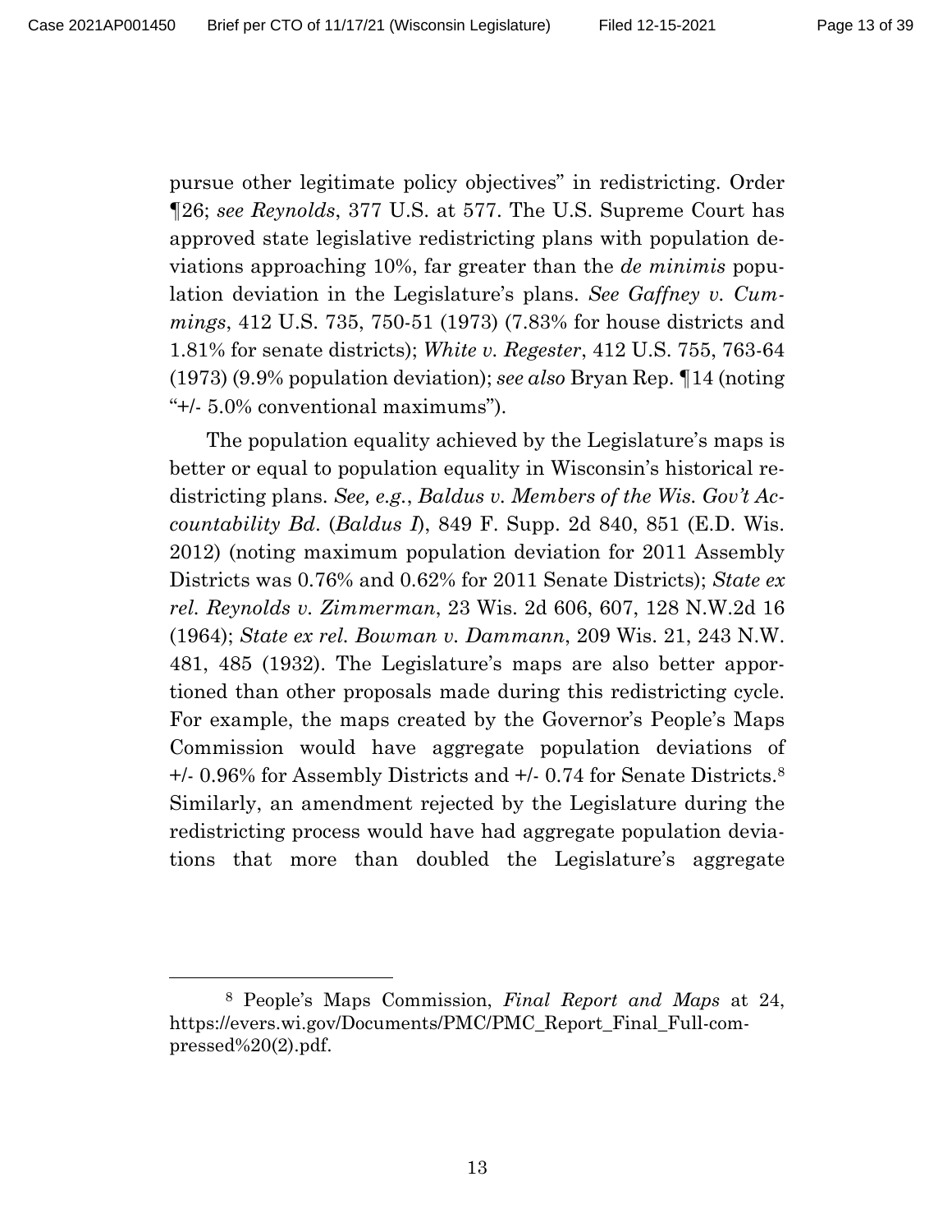pursue other legitimate policy objectives" in redistricting. Order ¶26; *see Reynolds*, 377 U.S. at 577. The U.S. Supreme Court has approved state legislative redistricting plans with population deviations approaching 10%, far greater than the *de minimis* population deviation in the Legislature's plans. *See Gaffney v. Cummings*, 412 U.S. 735, 750-51 (1973) (7.83% for house districts and 1.81% for senate districts); *White v. Regester*, 412 U.S. 755, 763-64 (1973) (9.9% population deviation); *see also* Bryan Rep. ¶14 (noting "+/- 5.0% conventional maximums").

The population equality achieved by the Legislature's maps is better or equal to population equality in Wisconsin's historical redistricting plans. *See, e.g.*, *Baldus v. Members of the Wis. Gov't Accountability Bd.* (*Baldus I*), 849 F. Supp. 2d 840, 851 (E.D. Wis. 2012) (noting maximum population deviation for 2011 Assembly Districts was 0.76% and 0.62% for 2011 Senate Districts); *State ex rel. Reynolds v. Zimmerman*, 23 Wis. 2d 606, 607, 128 N.W.2d 16 (1964); *State ex rel. Bowman v. Dammann*, 209 Wis. 21, 243 N.W. 481, 485 (1932). The Legislature's maps are also better apportioned than other proposals made during this redistricting cycle. For example, the maps created by the Governor's People's Maps Commission would have aggregate population deviations of +/- 0.96% for Assembly Districts and +/- 0.74 for Senate Districts.[8] Similarly, an amendment rejected by the Legislature during the redistricting process would have had aggregate population deviations that more than doubled the Legislature's aggregate

[8] People's Maps Commission, *Final Report and Maps* at 24, https://evers.wi.gov/Documents/PMC/PMC_Report_Final_Full-compressed%20(2).pdf.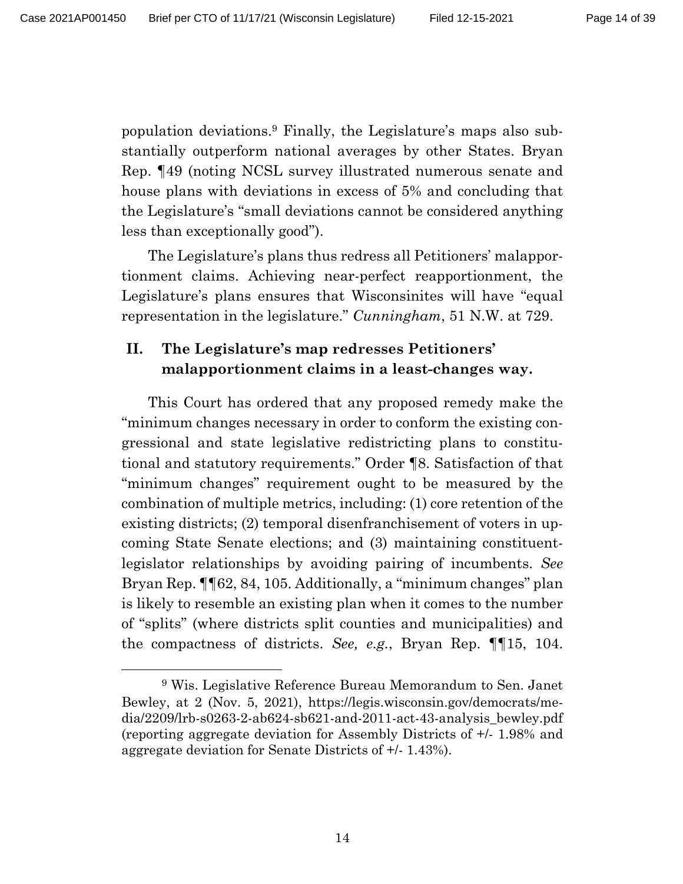population deviations.[9] Finally, the Legislature's maps also substantially outperform national averages by other States. Bryan Rep. ¶49 (noting NCSL survey illustrated numerous senate and house plans with deviations in excess of 5% and concluding that the Legislature's "small deviations cannot be considered anything less than exceptionally good").

The Legislature's plans thus redress all Petitioners' malapportionment claims. Achieving near-perfect reapportionment, the Legislature's plans ensures that Wisconsinites will have "equal representation in the legislature." *Cunningham*, 51 N.W. at 729.

## II. The Legislature's map redresses Petitioners' malapportionment claims in a least-changes way.

This Court has ordered that any proposed remedy make the "minimum changes necessary in order to conform the existing congressional and state legislative redistricting plans to constitutional and statutory requirements." Order ¶8. Satisfaction of that "minimum changes" requirement ought to be measured by the combination of multiple metrics, including: (1) core retention of the existing districts; (2) temporal disenfranchisement of voters in upcoming State Senate elections; and (3) maintaining constituent-legislator relationships by avoiding pairing of incumbents. *See* Bryan Rep. ¶¶62, 84, 105. Additionally, a "minimum changes" plan is likely to resemble an existing plan when it comes to the number of "splits" (where districts split counties and municipalities) and the compactness of districts. *See, e.g.*, Bryan Rep. ¶¶15, 104.

---

[9] Wis. Legislative Reference Bureau Memorandum to Sen. Janet Bewley, at 2 (Nov. 5, 2021), https://legis.wisconsin.gov/democrats/media/2209/lrb-s0263-2-ab624-sb621-and-2011-act-43-analysis_bewley.pdf (reporting aggregate deviation for Assembly Districts of +/- 1.98% and aggregate deviation for Senate Districts of +/- 1.43%).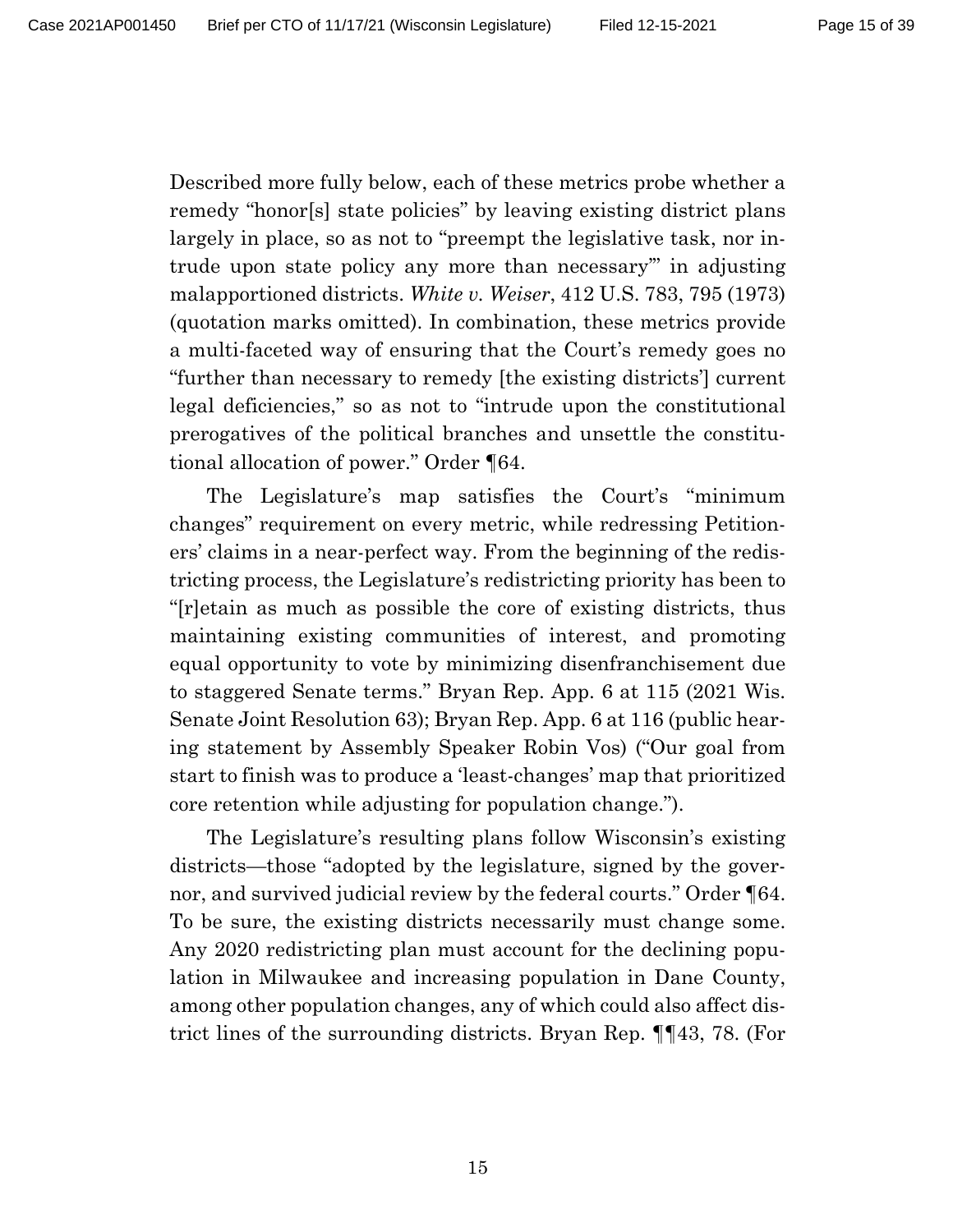Described more fully below, each of these metrics probe whether a remedy "honor[s] state policies" by leaving existing district plans largely in place, so as not to "preempt the legislative task, nor intrude upon state policy any more than necessary'" in adjusting malapportioned districts. *White v. Weiser*, 412 U.S. 783, 795 (1973) (quotation marks omitted). In combination, these metrics provide a multi-faceted way of ensuring that the Court's remedy goes no "further than necessary to remedy [the existing districts'] current legal deficiencies," so as not to "intrude upon the constitutional prerogatives of the political branches and unsettle the constitutional allocation of power." Order ¶64.

The Legislature's map satisfies the Court's "minimum changes" requirement on every metric, while redressing Petitioners' claims in a near-perfect way. From the beginning of the redistricting process, the Legislature's redistricting priority has been to "[r]etain as much as possible the core of existing districts, thus maintaining existing communities of interest, and promoting equal opportunity to vote by minimizing disenfranchisement due to staggered Senate terms." Bryan Rep. App. 6 at 115 (2021 Wis. Senate Joint Resolution 63); Bryan Rep. App. 6 at 116 (public hearing statement by Assembly Speaker Robin Vos) ("Our goal from start to finish was to produce a 'least-changes' map that prioritized core retention while adjusting for population change.").

The Legislature's resulting plans follow Wisconsin's existing districts—those "adopted by the legislature, signed by the governor, and survived judicial review by the federal courts." Order ¶64. To be sure, the existing districts necessarily must change some. Any 2020 redistricting plan must account for the declining population in Milwaukee and increasing population in Dane County, among other population changes, any of which could also affect district lines of the surrounding districts. Bryan Rep. ¶¶43, 78. (For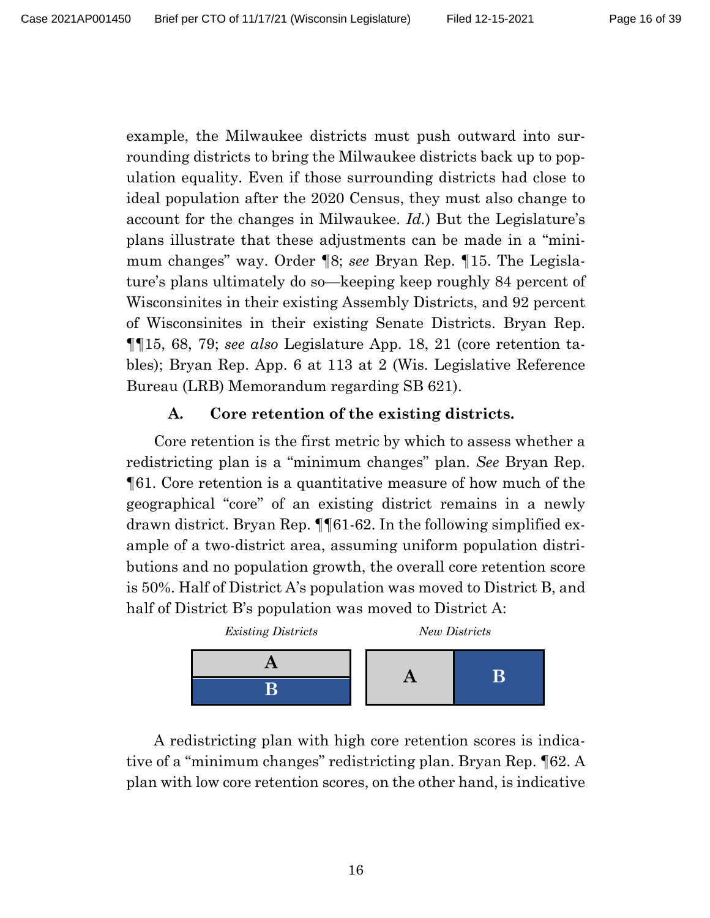example, the Milwaukee districts must push outward into surrounding districts to bring the Milwaukee districts back up to population equality. Even if those surrounding districts had close to ideal population after the 2020 Census, they must also change to account for the changes in Milwaukee. *Id.*) But the Legislature's plans illustrate that these adjustments can be made in a "minimum changes" way. Order ¶8; *see* Bryan Rep. ¶15. The Legislature's plans ultimately do so—keeping keep roughly 84 percent of Wisconsinites in their existing Assembly Districts, and 92 percent of Wisconsinites in their existing Senate Districts. Bryan Rep. ¶¶15, 68, 79; *see also* Legislature App. 18, 21 (core retention tables); Bryan Rep. App. 6 at 113 at 2 (Wis. Legislative Reference Bureau (LRB) Memorandum regarding SB 621).

### A. Core retention of the existing districts.

Core retention is the first metric by which to assess whether a redistricting plan is a "minimum changes" plan. *See* Bryan Rep. ¶61. Core retention is a quantitative measure of how much of the geographical "core" of an existing district remains in a newly drawn district. Bryan Rep. ¶¶61-62. In the following simplified example of a two-district area, assuming uniform population distributions and no population growth, the overall core retention score is 50%. Half of District A's population was moved to District B, and half of District B's population was moved to District A:

*Existing Districts* — A (top), B (bottom)

*New Districts* — A (left), B (right)

A redistricting plan with high core retention scores is indicative of a "minimum changes" redistricting plan. Bryan Rep. ¶62. A plan with low core retention scores, on the other hand, is indicative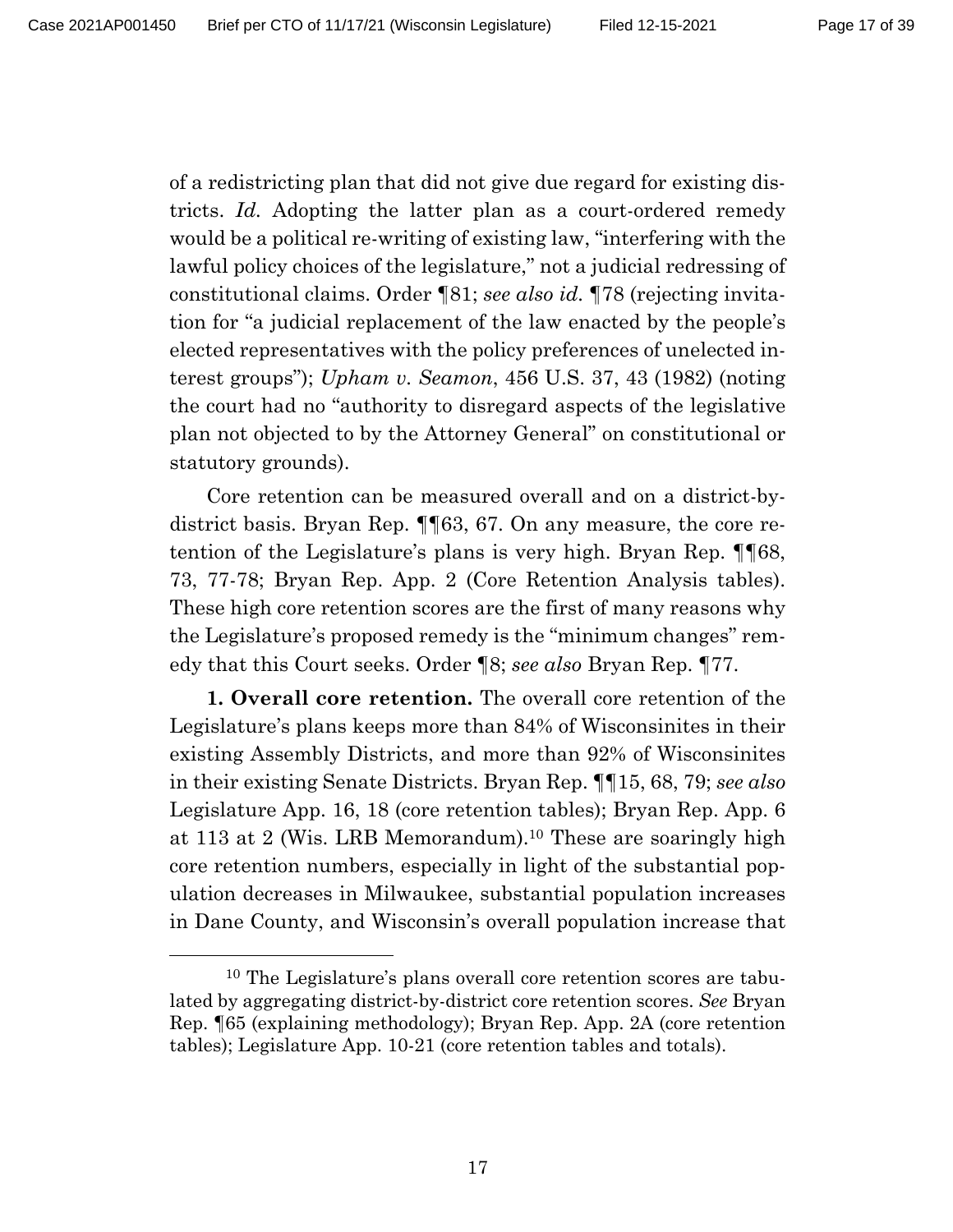of a redistricting plan that did not give due regard for existing districts. *Id.* Adopting the latter plan as a court-ordered remedy would be a political re-writing of existing law, "interfering with the lawful policy choices of the legislature," not a judicial redressing of constitutional claims. Order ¶81; *see also id.* ¶78 (rejecting invitation for "a judicial replacement of the law enacted by the people's elected representatives with the policy preferences of unelected interest groups"); *Upham v. Seamon*, 456 U.S. 37, 43 (1982) (noting the court had no "authority to disregard aspects of the legislative plan not objected to by the Attorney General" on constitutional or statutory grounds).

Core retention can be measured overall and on a district-by-district basis. Bryan Rep. ¶¶63, 67. On any measure, the core retention of the Legislature's plans is very high. Bryan Rep. ¶¶68, 73, 77-78; Bryan Rep. App. 2 (Core Retention Analysis tables). These high core retention scores are the first of many reasons why the Legislature's proposed remedy is the "minimum changes" remedy that this Court seeks. Order ¶8; *see also* Bryan Rep. ¶77.

**1. Overall core retention.** The overall core retention of the Legislature's plans keeps more than 84% of Wisconsinites in their existing Assembly Districts, and more than 92% of Wisconsinites in their existing Senate Districts. Bryan Rep. ¶¶15, 68, 79; *see also* Legislature App. 16, 18 (core retention tables); Bryan Rep. App. 6 at 113 at 2 (Wis. LRB Memorandum).[10] These are soaringly high core retention numbers, especially in light of the substantial population decreases in Milwaukee, substantial population increases in Dane County, and Wisconsin's overall population increase that

[10] The Legislature's plans overall core retention scores are tabulated by aggregating district-by-district core retention scores. *See* Bryan Rep. ¶65 (explaining methodology); Bryan Rep. App. 2A (core retention tables); Legislature App. 10-21 (core retention tables and totals).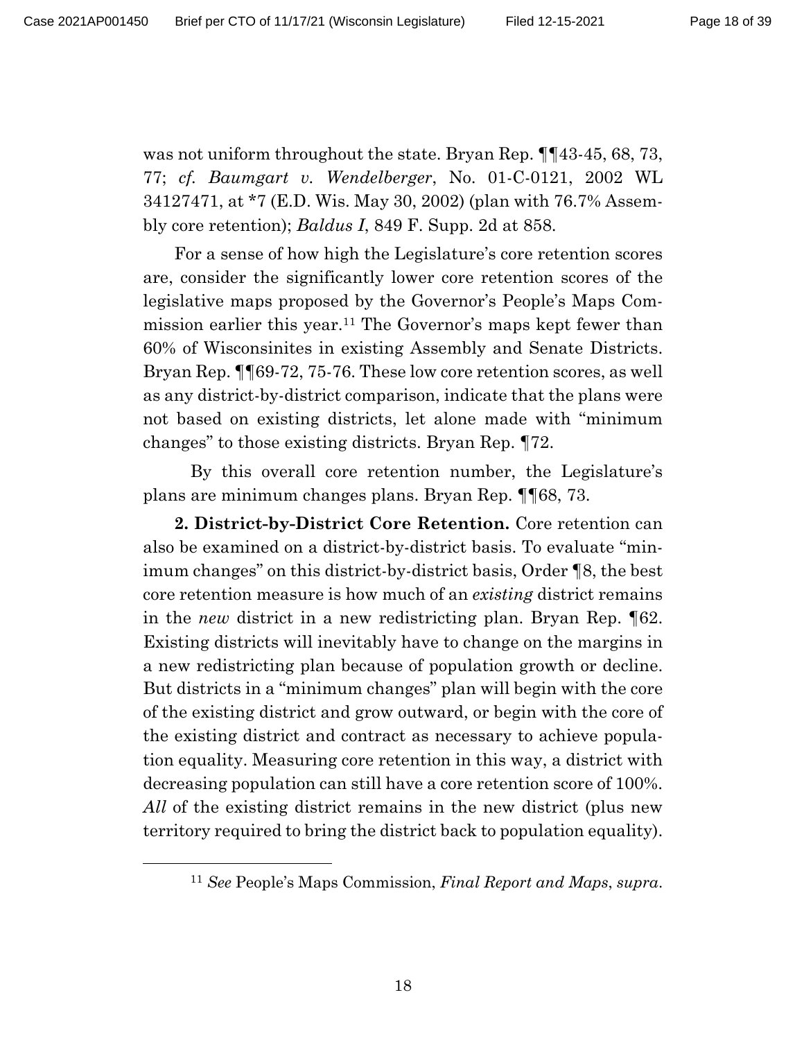was not uniform throughout the state. Bryan Rep. ¶¶43-45, 68, 73, 77; *cf. Baumgart v. Wendelberger*, No. 01-C-0121, 2002 WL 34127471, at *7 (E.D. Wis. May 30, 2002) (plan with 76.7% Assembly core retention); *Baldus I*, 849 F. Supp. 2d at 858.

For a sense of how high the Legislature's core retention scores are, consider the significantly lower core retention scores of the legislative maps proposed by the Governor's People's Maps Commission earlier this year.[11] The Governor's maps kept fewer than 60% of Wisconsinites in existing Assembly and Senate Districts. Bryan Rep. ¶¶69-72, 75-76. These low core retention scores, as well as any district-by-district comparison, indicate that the plans were not based on existing districts, let alone made with "minimum changes" to those existing districts. Bryan Rep. ¶72.

By this overall core retention number, the Legislature's plans are minimum changes plans. Bryan Rep. ¶¶68, 73.

**2. District-by-District Core Retention.** Core retention can also be examined on a district-by-district basis. To evaluate "minimum changes" on this district-by-district basis, Order ¶8, the best core retention measure is how much of an *existing* district remains in the *new* district in a new redistricting plan. Bryan Rep. ¶62. Existing districts will inevitably have to change on the margins in a new redistricting plan because of population growth or decline. But districts in a "minimum changes" plan will begin with the core of the existing district and grow outward, or begin with the core of the existing district and contract as necessary to achieve population equality. Measuring core retention in this way, a district with decreasing population can still have a core retention score of 100%. *All* of the existing district remains in the new district (plus new territory required to bring the district back to population equality).

[11] *See* People's Maps Commission, *Final Report and Maps*, *supra*.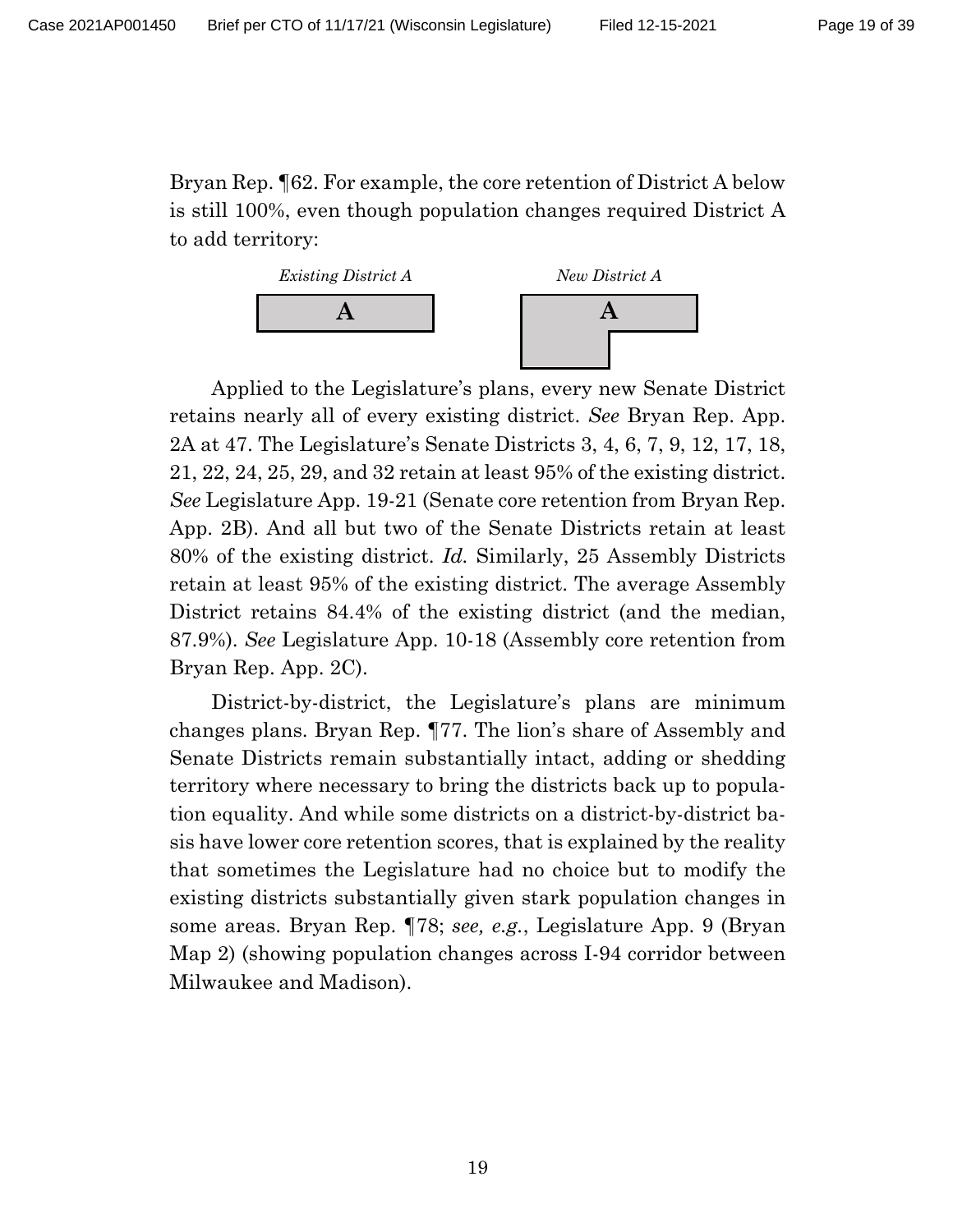Bryan Rep. ¶62. For example, the core retention of District A below is still 100%, even though population changes required District A to add territory:

*Existing District A* **A** *New District A* **A**

Applied to the Legislature's plans, every new Senate District retains nearly all of every existing district. *See* Bryan Rep. App. 2A at 47. The Legislature's Senate Districts 3, 4, 6, 7, 9, 12, 17, 18, 21, 22, 24, 25, 29, and 32 retain at least 95% of the existing district. *See* Legislature App. 19-21 (Senate core retention from Bryan Rep. App. 2B). And all but two of the Senate Districts retain at least 80% of the existing district. *Id.* Similarly, 25 Assembly Districts retain at least 95% of the existing district. The average Assembly District retains 84.4% of the existing district (and the median, 87.9%). *See* Legislature App. 10-18 (Assembly core retention from Bryan Rep. App. 2C).

District-by-district, the Legislature's plans are minimum changes plans. Bryan Rep. ¶77. The lion's share of Assembly and Senate Districts remain substantially intact, adding or shedding territory where necessary to bring the districts back up to population equality. And while some districts on a district-by-district basis have lower core retention scores, that is explained by the reality that sometimes the Legislature had no choice but to modify the existing districts substantially given stark population changes in some areas. Bryan Rep. ¶78; *see, e.g.*, Legislature App. 9 (Bryan Map 2) (showing population changes across I-94 corridor between Milwaukee and Madison).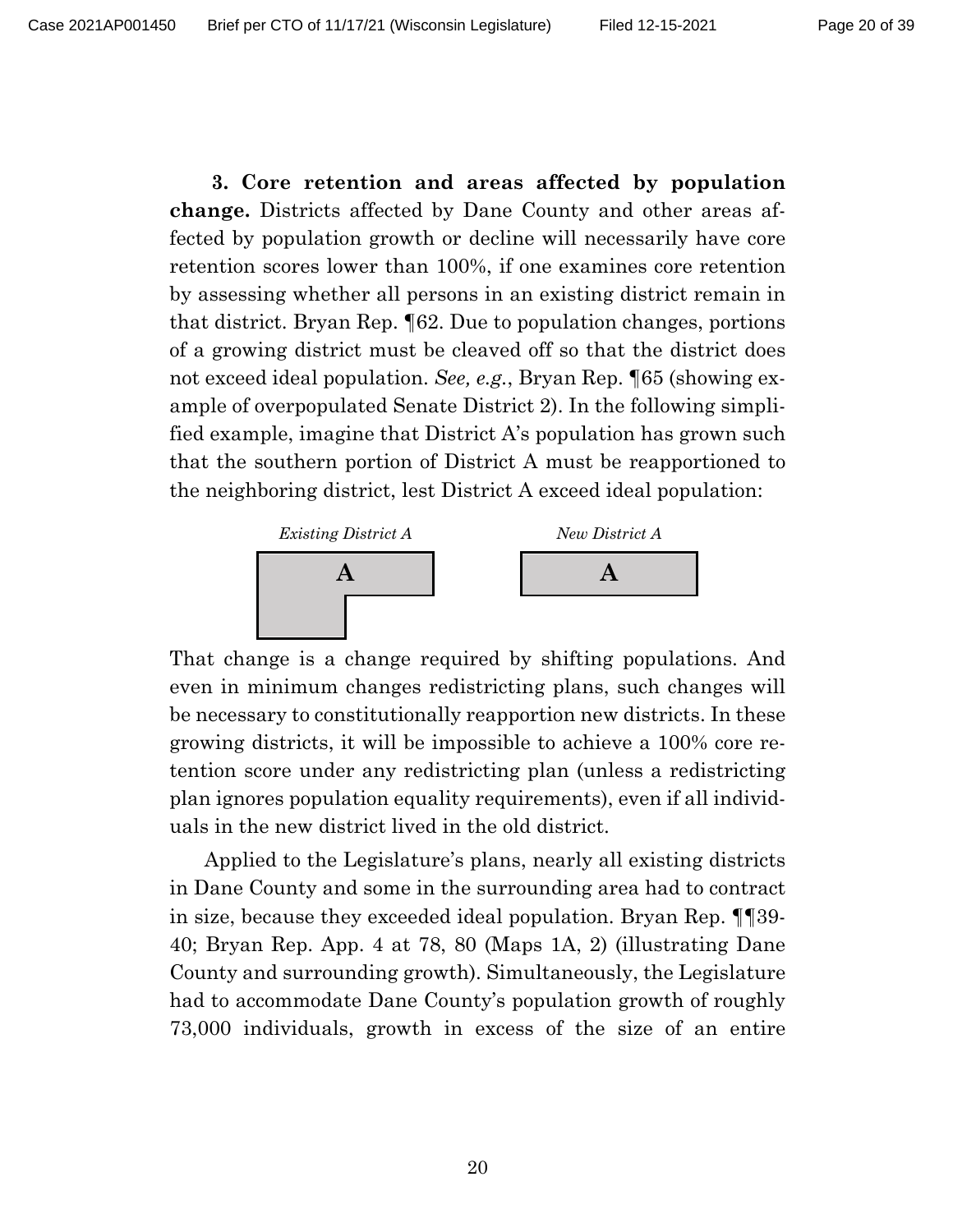**3. Core retention and areas affected by population change.** Districts affected by Dane County and other areas affected by population growth or decline will necessarily have core retention scores lower than 100%, if one examines core retention by assessing whether all persons in an existing district remain in that district. Bryan Rep. ¶62. Due to population changes, portions of a growing district must be cleaved off so that the district does not exceed ideal population. *See, e.g.*, Bryan Rep. ¶65 (showing example of overpopulated Senate District 2). In the following simplified example, imagine that District A's population has grown such that the southern portion of District A must be reapportioned to the neighboring district, lest District A exceed ideal population:

*Existing District A* — **A**

*New District A* — **A**

That change is a change required by shifting populations. And even in minimum changes redistricting plans, such changes will be necessary to constitutionally reapportion new districts. In these growing districts, it will be impossible to achieve a 100% core retention score under any redistricting plan (unless a redistricting plan ignores population equality requirements), even if all individuals in the new district lived in the old district.

Applied to the Legislature's plans, nearly all existing districts in Dane County and some in the surrounding area had to contract in size, because they exceeded ideal population. Bryan Rep. ¶¶39-40; Bryan Rep. App. 4 at 78, 80 (Maps 1A, 2) (illustrating Dane County and surrounding growth). Simultaneously, the Legislature had to accommodate Dane County's population growth of roughly 73,000 individuals, growth in excess of the size of an entire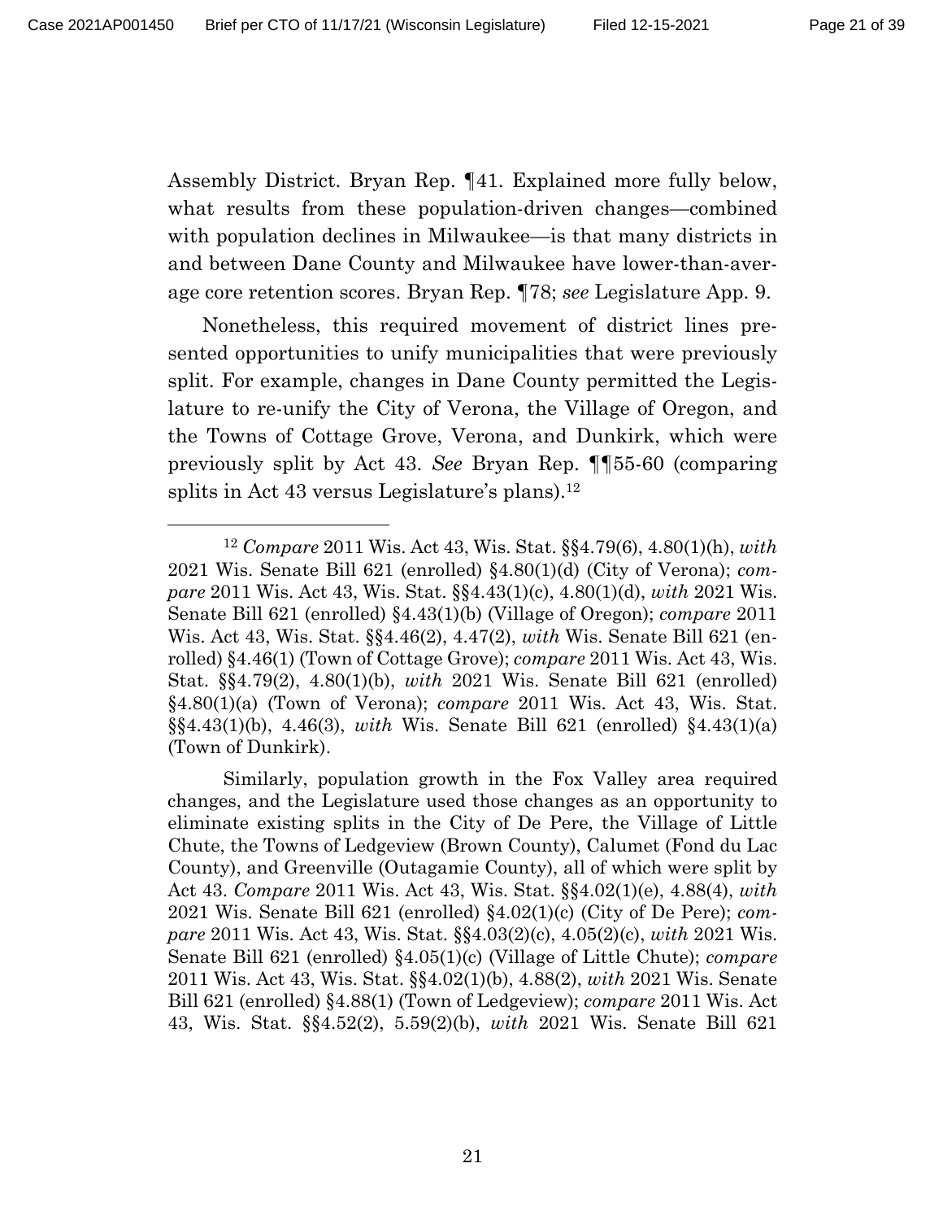Assembly District. Bryan Rep. ¶41. Explained more fully below, what results from these population-driven changes—combined with population declines in Milwaukee—is that many districts in and between Dane County and Milwaukee have lower-than-average core retention scores. Bryan Rep. ¶78; *see* Legislature App. 9.

Nonetheless, this required movement of district lines presented opportunities to unify municipalities that were previously split. For example, changes in Dane County permitted the Legislature to re-unify the City of Verona, the Village of Oregon, and the Towns of Cottage Grove, Verona, and Dunkirk, which were previously split by Act 43. *See* Bryan Rep. ¶¶55-60 (comparing splits in Act 43 versus Legislature's plans).[12]

[12] *Compare* 2011 Wis. Act 43, Wis. Stat. §§4.79(6), 4.80(1)(h), *with* 2021 Wis. Senate Bill 621 (enrolled) §4.80(1)(d) (City of Verona); *compare* 2011 Wis. Act 43, Wis. Stat. §§4.43(1)(c), 4.80(1)(d), *with* 2021 Wis. Senate Bill 621 (enrolled) §4.43(1)(b) (Village of Oregon); *compare* 2011 Wis. Act 43, Wis. Stat. §§4.46(2), 4.47(2), *with* Wis. Senate Bill 621 (enrolled) §4.46(1) (Town of Cottage Grove); *compare* 2011 Wis. Act 43, Wis. Stat. §§4.79(2), 4.80(1)(b), *with* 2021 Wis. Senate Bill 621 (enrolled) §4.80(1)(a) (Town of Verona); *compare* 2011 Wis. Act 43, Wis. Stat. §§4.43(1)(b), 4.46(3), *with* Wis. Senate Bill 621 (enrolled) §4.43(1)(a) (Town of Dunkirk).

Similarly, population growth in the Fox Valley area required changes, and the Legislature used those changes as an opportunity to eliminate existing splits in the City of De Pere, the Village of Little Chute, the Towns of Ledgeview (Brown County), Calumet (Fond du Lac County), and Greenville (Outagamie County), all of which were split by Act 43. *Compare* 2011 Wis. Act 43, Wis. Stat. §§4.02(1)(e), 4.88(4), *with* 2021 Wis. Senate Bill 621 (enrolled) §4.02(1)(c) (City of De Pere); *compare* 2011 Wis. Act 43, Wis. Stat. §§4.03(2)(c), 4.05(2)(c), *with* 2021 Wis. Senate Bill 621 (enrolled) §4.05(1)(c) (Village of Little Chute); *compare* 2011 Wis. Act 43, Wis. Stat. §§4.02(1)(b), 4.88(2), *with* 2021 Wis. Senate Bill 621 (enrolled) §4.88(1) (Town of Ledgeview); *compare* 2011 Wis. Act 43, Wis. Stat. §§4.52(2), 5.59(2)(b), *with* 2021 Wis. Senate Bill 621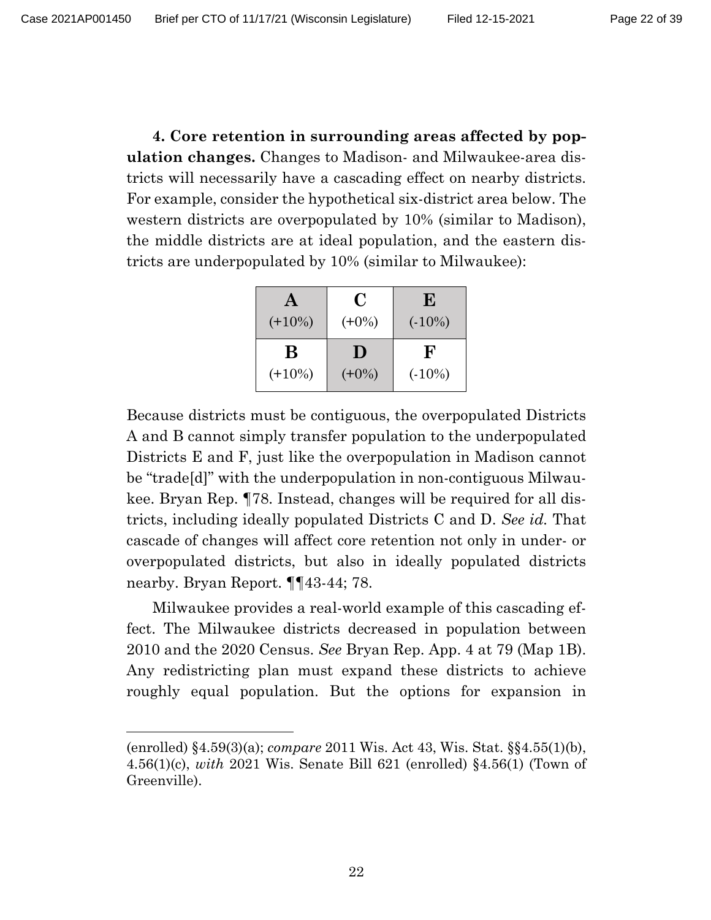**4. Core retention in surrounding areas affected by population changes.** Changes to Madison- and Milwaukee-area districts will necessarily have a cascading effect on nearby districts. For example, consider the hypothetical six-district area below. The western districts are overpopulated by 10% (similar to Madison), the middle districts are at ideal population, and the eastern districts are underpopulated by 10% (similar to Milwaukee):

| **A** (+10%) | **C** (+0%) | **E** (-10%) |
|---|---|---|
| **B** (+10%) | **D** (+0%) | **F** (-10%) |

Because districts must be contiguous, the overpopulated Districts A and B cannot simply transfer population to the underpopulated Districts E and F, just like the overpopulation in Madison cannot be "trade[d]" with the underpopulation in non-contiguous Milwaukee. Bryan Rep. ¶78. Instead, changes will be required for all districts, including ideally populated Districts C and D. *See id.* That cascade of changes will affect core retention not only in under- or overpopulated districts, but also in ideally populated districts nearby. Bryan Report. ¶¶43-44; 78.

Milwaukee provides a real-world example of this cascading effect. The Milwaukee districts decreased in population between 2010 and the 2020 Census. *See* Bryan Rep. App. 4 at 79 (Map 1B). Any redistricting plan must expand these districts to achieve roughly equal population. But the options for expansion in

---

(enrolled) §4.59(3)(a); *compare* 2011 Wis. Act 43, Wis. Stat. §§4.55(1)(b), 4.56(1)(c), *with* 2021 Wis. Senate Bill 621 (enrolled) §4.56(1) (Town of Greenville).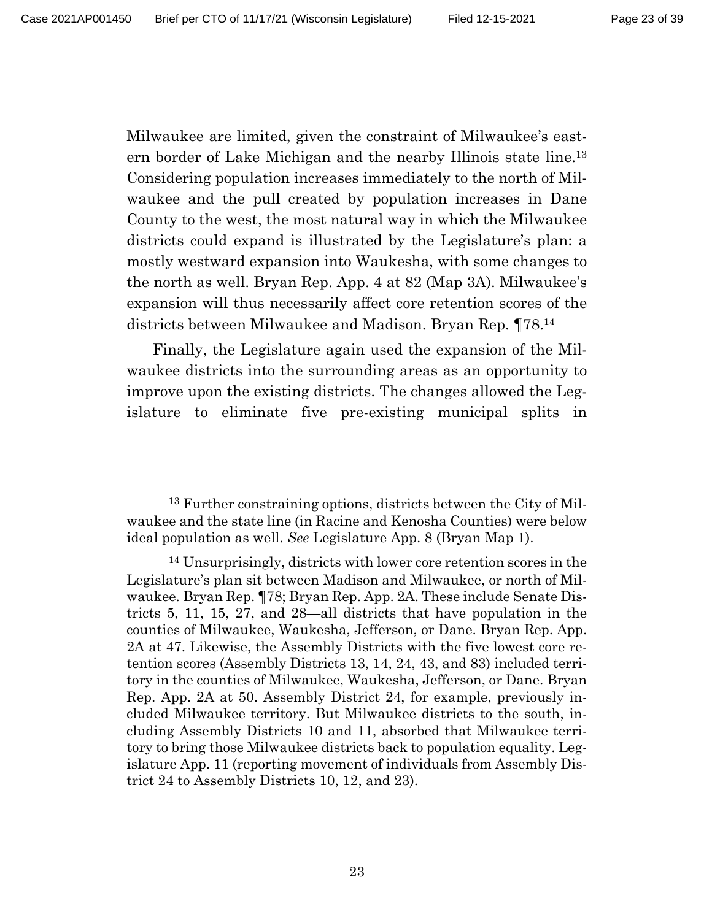Milwaukee are limited, given the constraint of Milwaukee's eastern border of Lake Michigan and the nearby Illinois state line.[13] Considering population increases immediately to the north of Milwaukee and the pull created by population increases in Dane County to the west, the most natural way in which the Milwaukee districts could expand is illustrated by the Legislature's plan: a mostly westward expansion into Waukesha, with some changes to the north as well. Bryan Rep. App. 4 at 82 (Map 3A). Milwaukee's expansion will thus necessarily affect core retention scores of the districts between Milwaukee and Madison. Bryan Rep. ¶78.[14]

Finally, the Legislature again used the expansion of the Milwaukee districts into the surrounding areas as an opportunity to improve upon the existing districts. The changes allowed the Legislature to eliminate five pre-existing municipal splits in

---

[13] Further constraining options, districts between the City of Milwaukee and the state line (in Racine and Kenosha Counties) were below ideal population as well. *See* Legislature App. 8 (Bryan Map 1).

[14] Unsurprisingly, districts with lower core retention scores in the Legislature's plan sit between Madison and Milwaukee, or north of Milwaukee. Bryan Rep. ¶78; Bryan Rep. App. 2A. These include Senate Districts 5, 11, 15, 27, and 28—all districts that have population in the counties of Milwaukee, Waukesha, Jefferson, or Dane. Bryan Rep. App. 2A at 47. Likewise, the Assembly Districts with the five lowest core retention scores (Assembly Districts 13, 14, 24, 43, and 83) included territory in the counties of Milwaukee, Waukesha, Jefferson, or Dane. Bryan Rep. App. 2A at 50. Assembly District 24, for example, previously included Milwaukee territory. But Milwaukee districts to the south, including Assembly Districts 10 and 11, absorbed that Milwaukee territory to bring those Milwaukee districts back to population equality. Legislature App. 11 (reporting movement of individuals from Assembly District 24 to Assembly Districts 10, 12, and 23).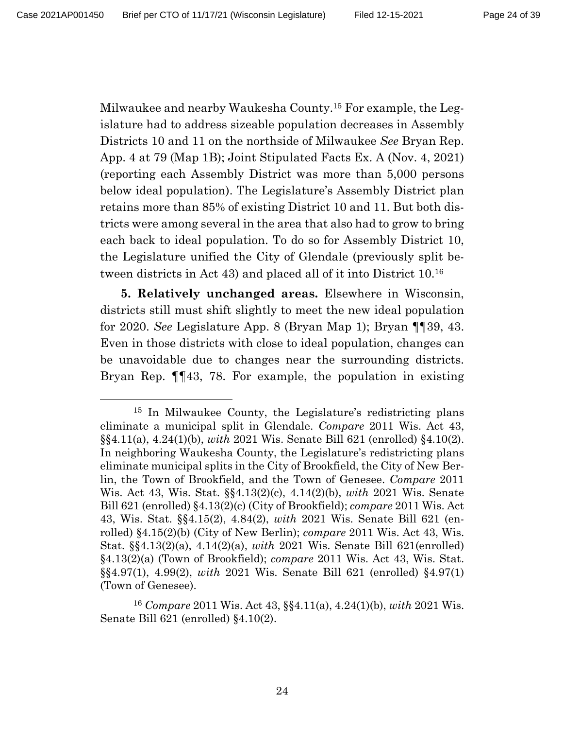Milwaukee and nearby Waukesha County.[15] For example, the Legislature had to address sizeable population decreases in Assembly Districts 10 and 11 on the northside of Milwaukee *See* Bryan Rep. App. 4 at 79 (Map 1B); Joint Stipulated Facts Ex. A (Nov. 4, 2021) (reporting each Assembly District was more than 5,000 persons below ideal population). The Legislature's Assembly District plan retains more than 85% of existing District 10 and 11. But both districts were among several in the area that also had to grow to bring each back to ideal population. To do so for Assembly District 10, the Legislature unified the City of Glendale (previously split between districts in Act 43) and placed all of it into District 10.[16]

**5. Relatively unchanged areas.** Elsewhere in Wisconsin, districts still must shift slightly to meet the new ideal population for 2020. *See* Legislature App. 8 (Bryan Map 1); Bryan ¶¶39, 43. Even in those districts with close to ideal population, changes can be unavoidable due to changes near the surrounding districts. Bryan Rep. ¶¶43, 78. For example, the population in existing

---

[15] In Milwaukee County, the Legislature's redistricting plans eliminate a municipal split in Glendale. *Compare* 2011 Wis. Act 43, §§4.11(a), 4.24(1)(b), *with* 2021 Wis. Senate Bill 621 (enrolled) §4.10(2). In neighboring Waukesha County, the Legislature's redistricting plans eliminate municipal splits in the City of Brookfield, the City of New Berlin, the Town of Brookfield, and the Town of Genesee. *Compare* 2011 Wis. Act 43, Wis. Stat. §§4.13(2)(c), 4.14(2)(b), *with* 2021 Wis. Senate Bill 621 (enrolled) §4.13(2)(c) (City of Brookfield); *compare* 2011 Wis. Act 43, Wis. Stat. §§4.15(2), 4.84(2), *with* 2021 Wis. Senate Bill 621 (enrolled) §4.15(2)(b) (City of New Berlin); *compare* 2011 Wis. Act 43, Wis. Stat. §§4.13(2)(a), 4.14(2)(a), *with* 2021 Wis. Senate Bill 621(enrolled) §4.13(2)(a) (Town of Brookfield); *compare* 2011 Wis. Act 43, Wis. Stat. §§4.97(1), 4.99(2), *with* 2021 Wis. Senate Bill 621 (enrolled) §4.97(1) (Town of Genesee).

[16] *Compare* 2011 Wis. Act 43, §§4.11(a), 4.24(1)(b), *with* 2021 Wis. Senate Bill 621 (enrolled) §4.10(2).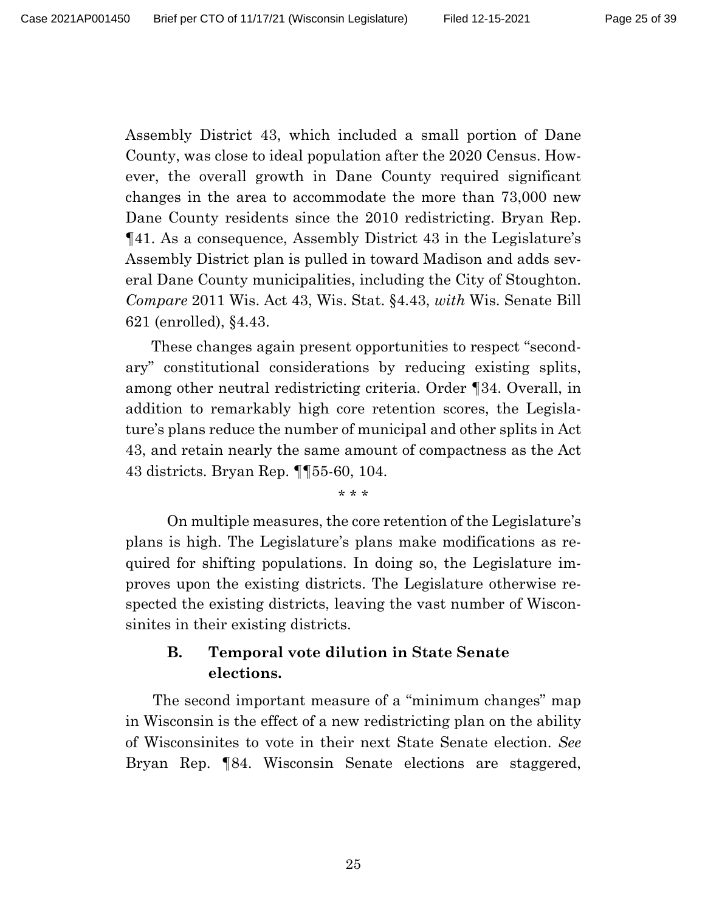Assembly District 43, which included a small portion of Dane County, was close to ideal population after the 2020 Census. However, the overall growth in Dane County required significant changes in the area to accommodate the more than 73,000 new Dane County residents since the 2010 redistricting. Bryan Rep. ¶41. As a consequence, Assembly District 43 in the Legislature's Assembly District plan is pulled in toward Madison and adds several Dane County municipalities, including the City of Stoughton. *Compare* 2011 Wis. Act 43, Wis. Stat. §4.43, *with* Wis. Senate Bill 621 (enrolled), §4.43.

These changes again present opportunities to respect "secondary" constitutional considerations by reducing existing splits, among other neutral redistricting criteria. Order ¶34. Overall, in addition to remarkably high core retention scores, the Legislature's plans reduce the number of municipal and other splits in Act 43, and retain nearly the same amount of compactness as the Act 43 districts. Bryan Rep. ¶¶55-60, 104.

\* \* \*

On multiple measures, the core retention of the Legislature's plans is high. The Legislature's plans make modifications as required for shifting populations. In doing so, the Legislature improves upon the existing districts. The Legislature otherwise respected the existing districts, leaving the vast number of Wisconsinites in their existing districts.

### B. Temporal vote dilution in State Senate elections.

The second important measure of a "minimum changes" map in Wisconsin is the effect of a new redistricting plan on the ability of Wisconsinites to vote in their next State Senate election. *See* Bryan Rep. ¶84. Wisconsin Senate elections are staggered,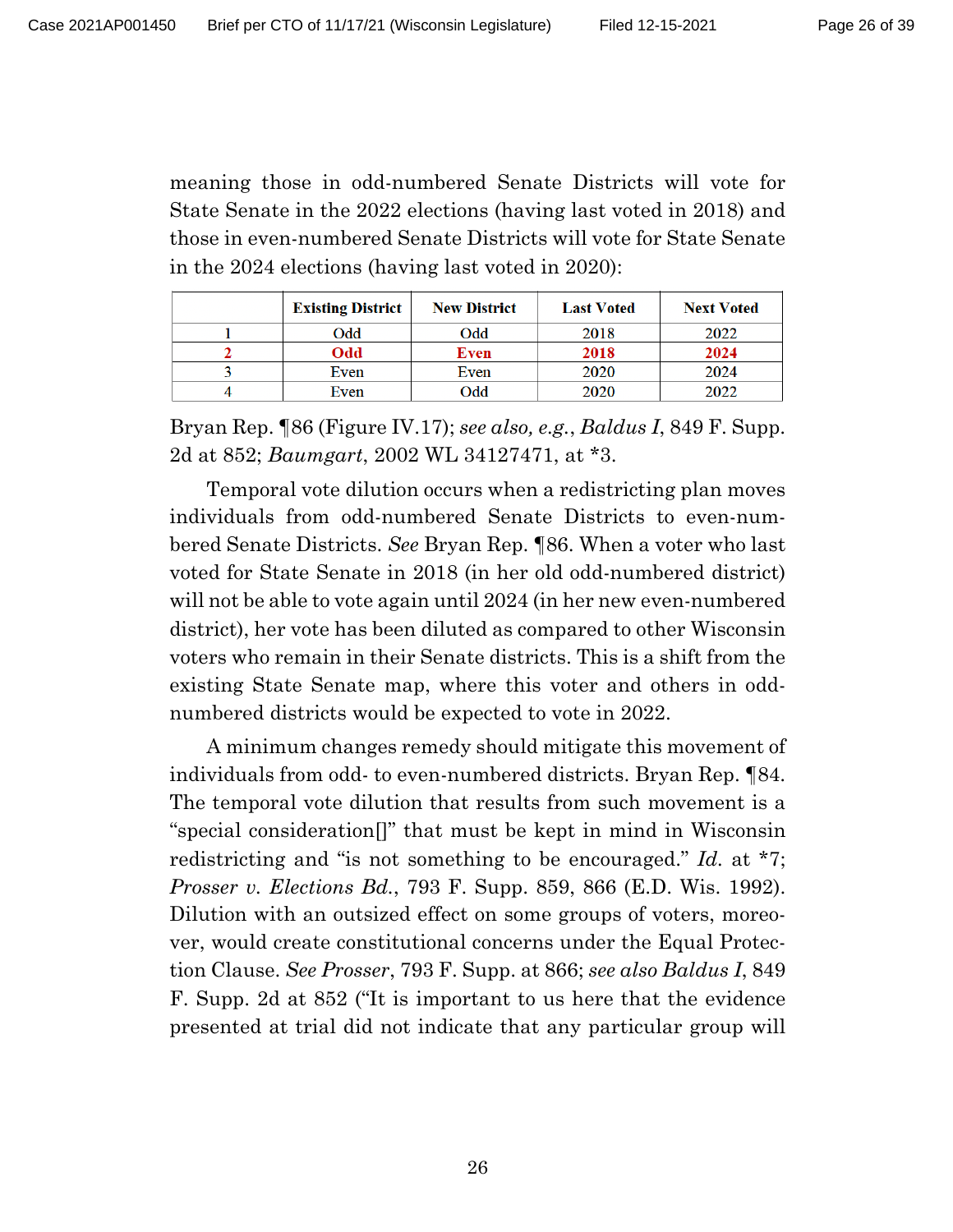meaning those in odd-numbered Senate Districts will vote for State Senate in the 2022 elections (having last voted in 2018) and those in even-numbered Senate Districts will vote for State Senate in the 2024 elections (having last voted in 2020):

| | Existing District | New District | Last Voted | Next Voted |
|---|---|---|---|---|
| 1 | Odd | Odd | 2018 | 2022 |
| **2** | **Odd** | **Even** | **2018** | **2024** |
| 3 | Even | Even | 2020 | 2024 |
| 4 | Even | Odd | 2020 | 2022 |

Bryan Rep. ¶86 (Figure IV.17); *see also, e.g.*, *Baldus I*, 849 F. Supp. 2d at 852; *Baumgart*, 2002 WL 34127471, at *3.

Temporal vote dilution occurs when a redistricting plan moves individuals from odd-numbered Senate Districts to even-numbered Senate Districts. *See* Bryan Rep. ¶86. When a voter who last voted for State Senate in 2018 (in her old odd-numbered district) will not be able to vote again until 2024 (in her new even-numbered district), her vote has been diluted as compared to other Wisconsin voters who remain in their Senate districts. This is a shift from the existing State Senate map, where this voter and others in odd-numbered districts would be expected to vote in 2022.

A minimum changes remedy should mitigate this movement of individuals from odd- to even-numbered districts. Bryan Rep. ¶84. The temporal vote dilution that results from such movement is a "special consideration[]" that must be kept in mind in Wisconsin redistricting and "is not something to be encouraged." *Id.* at *7; *Prosser v. Elections Bd.*, 793 F. Supp. 859, 866 (E.D. Wis. 1992). Dilution with an outsized effect on some groups of voters, moreover, would create constitutional concerns under the Equal Protection Clause. *See Prosser*, 793 F. Supp. at 866; *see also Baldus I*, 849 F. Supp. 2d at 852 ("It is important to us here that the evidence presented at trial did not indicate that any particular group will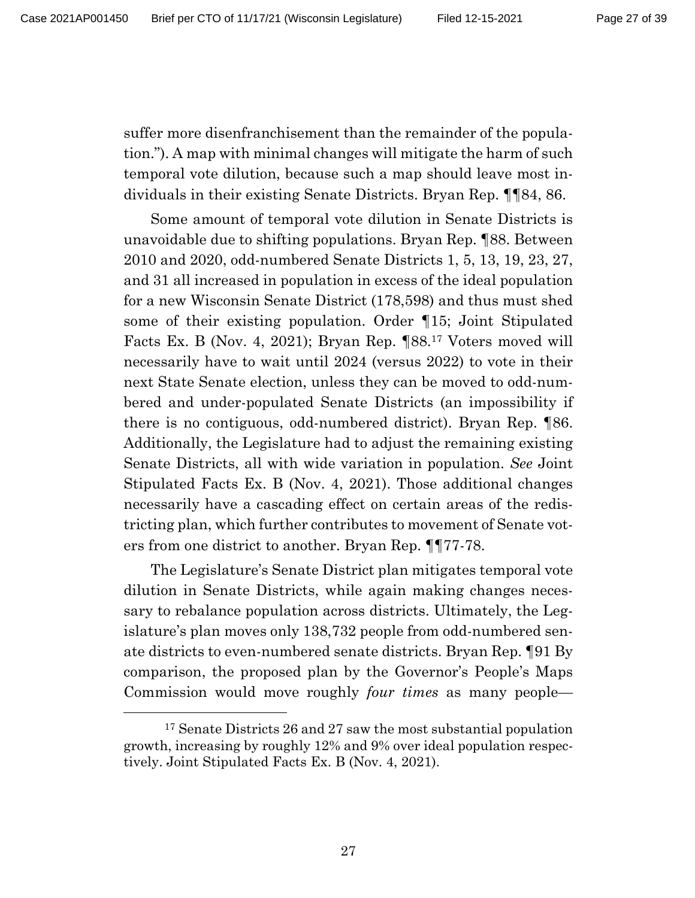suffer more disenfranchisement than the remainder of the population."). A map with minimal changes will mitigate the harm of such temporal vote dilution, because such a map should leave most individuals in their existing Senate Districts. Bryan Rep. ¶¶84, 86.

Some amount of temporal vote dilution in Senate Districts is unavoidable due to shifting populations. Bryan Rep. ¶88. Between 2010 and 2020, odd-numbered Senate Districts 1, 5, 13, 19, 23, 27, and 31 all increased in population in excess of the ideal population for a new Wisconsin Senate District (178,598) and thus must shed some of their existing population. Order ¶15; Joint Stipulated Facts Ex. B (Nov. 4, 2021); Bryan Rep. ¶88.[17] Voters moved will necessarily have to wait until 2024 (versus 2022) to vote in their next State Senate election, unless they can be moved to odd-numbered and under-populated Senate Districts (an impossibility if there is no contiguous, odd-numbered district). Bryan Rep. ¶86. Additionally, the Legislature had to adjust the remaining existing Senate Districts, all with wide variation in population. *See* Joint Stipulated Facts Ex. B (Nov. 4, 2021). Those additional changes necessarily have a cascading effect on certain areas of the redistricting plan, which further contributes to movement of Senate voters from one district to another. Bryan Rep. ¶¶77-78.

The Legislature's Senate District plan mitigates temporal vote dilution in Senate Districts, while again making changes necessary to rebalance population across districts. Ultimately, the Legislature's plan moves only 138,732 people from odd-numbered senate districts to even-numbered senate districts. Bryan Rep. ¶91 By comparison, the proposed plan by the Governor's People's Maps Commission would move roughly *four times* as many people—

[17] Senate Districts 26 and 27 saw the most substantial population growth, increasing by roughly 12% and 9% over ideal population respectively. Joint Stipulated Facts Ex. B (Nov. 4, 2021).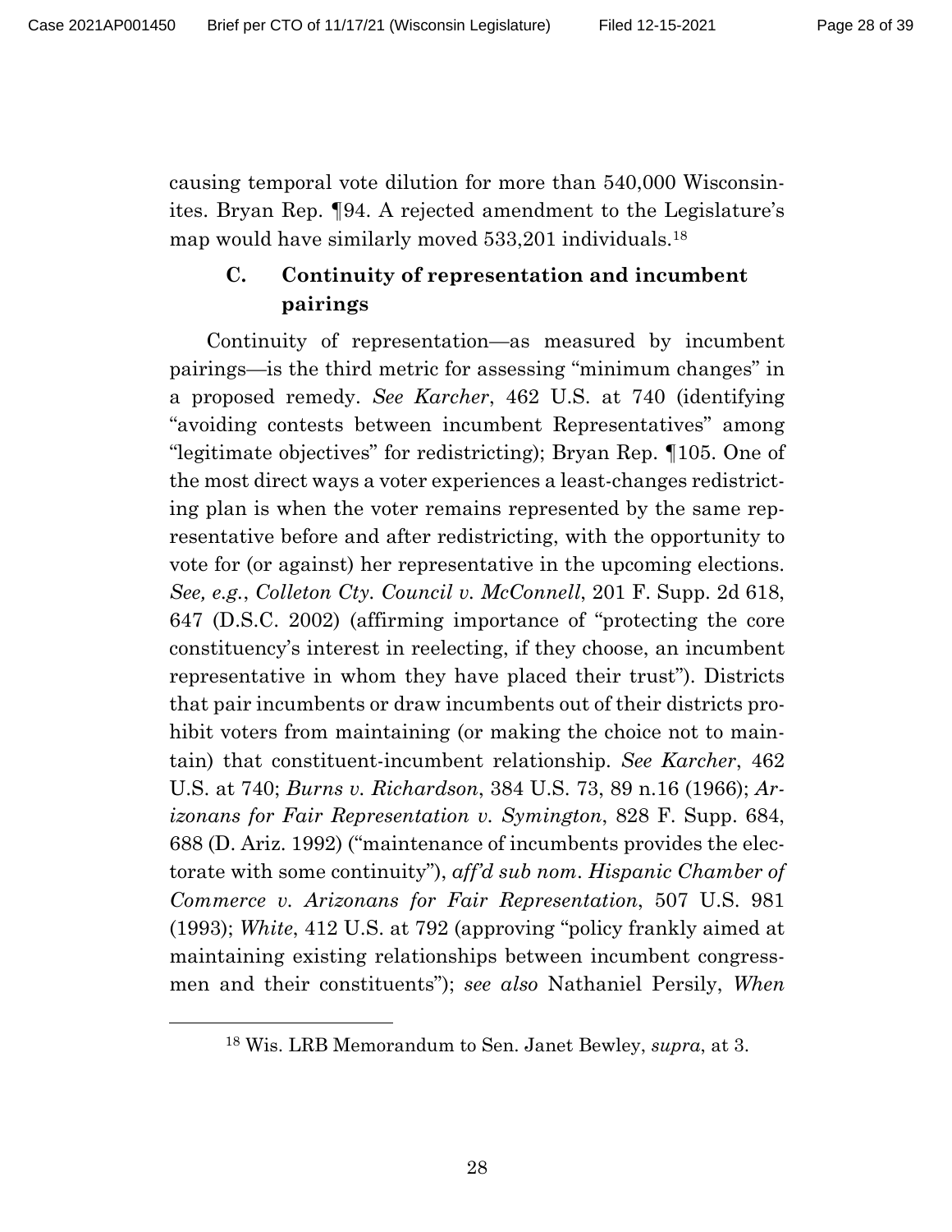causing temporal vote dilution for more than 540,000 Wisconsinites. Bryan Rep. ¶94. A rejected amendment to the Legislature's map would have similarly moved 533,201 individuals.[18]

### C. Continuity of representation and incumbent pairings

Continuity of representation—as measured by incumbent pairings—is the third metric for assessing "minimum changes" in a proposed remedy. *See Karcher*, 462 U.S. at 740 (identifying "avoiding contests between incumbent Representatives" among "legitimate objectives" for redistricting); Bryan Rep. ¶105. One of the most direct ways a voter experiences a least-changes redistricting plan is when the voter remains represented by the same representative before and after redistricting, with the opportunity to vote for (or against) her representative in the upcoming elections. *See, e.g.*, *Colleton Cty. Council v. McConnell*, 201 F. Supp. 2d 618, 647 (D.S.C. 2002) (affirming importance of "protecting the core constituency's interest in reelecting, if they choose, an incumbent representative in whom they have placed their trust"). Districts that pair incumbents or draw incumbents out of their districts prohibit voters from maintaining (or making the choice not to maintain) that constituent-incumbent relationship. *See Karcher*, 462 U.S. at 740; *Burns v. Richardson*, 384 U.S. 73, 89 n.16 (1966); *Arizonans for Fair Representation v. Symington*, 828 F. Supp. 684, 688 (D. Ariz. 1992) ("maintenance of incumbents provides the electorate with some continuity"), *aff'd sub nom. Hispanic Chamber of Commerce v. Arizonans for Fair Representation*, 507 U.S. 981 (1993); *White*, 412 U.S. at 792 (approving "policy frankly aimed at maintaining existing relationships between incumbent congressmen and their constituents"); *see also* Nathaniel Persily, *When*

---

[18] Wis. LRB Memorandum to Sen. Janet Bewley, *supra*, at 3.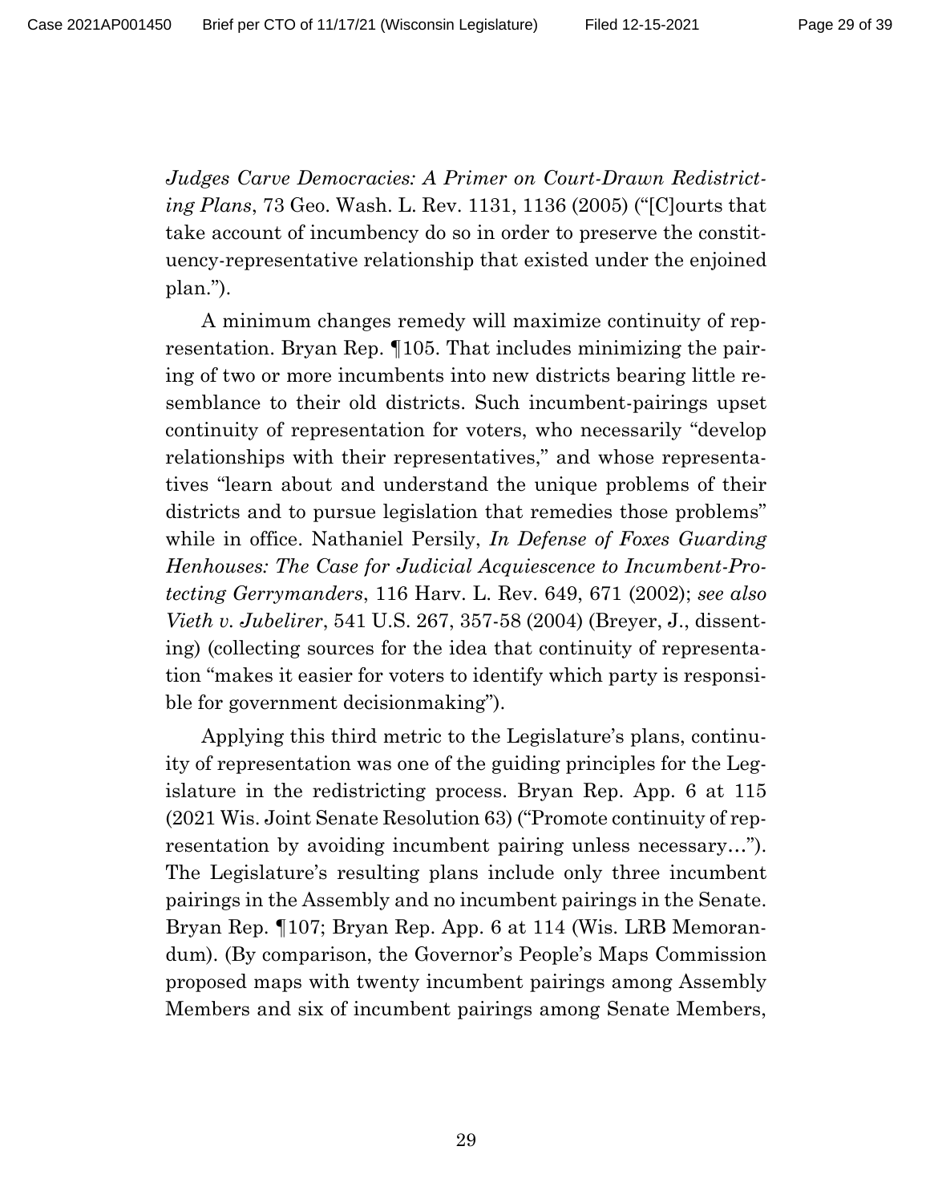*Judges Carve Democracies: A Primer on Court-Drawn Redistricting Plans*, 73 Geo. Wash. L. Rev. 1131, 1136 (2005) ("[C]ourts that take account of incumbency do so in order to preserve the constituency-representative relationship that existed under the enjoined plan.").

A minimum changes remedy will maximize continuity of representation. Bryan Rep. ¶105. That includes minimizing the pairing of two or more incumbents into new districts bearing little resemblance to their old districts. Such incumbent-pairings upset continuity of representation for voters, who necessarily "develop relationships with their representatives," and whose representatives "learn about and understand the unique problems of their districts and to pursue legislation that remedies those problems" while in office. Nathaniel Persily, *In Defense of Foxes Guarding Henhouses: The Case for Judicial Acquiescence to Incumbent-Protecting Gerrymanders*, 116 Harv. L. Rev. 649, 671 (2002); *see also Vieth v. Jubelirer*, 541 U.S. 267, 357-58 (2004) (Breyer, J., dissenting) (collecting sources for the idea that continuity of representation "makes it easier for voters to identify which party is responsible for government decisionmaking").

Applying this third metric to the Legislature's plans, continuity of representation was one of the guiding principles for the Legislature in the redistricting process. Bryan Rep. App. 6 at 115 (2021 Wis. Joint Senate Resolution 63) ("Promote continuity of representation by avoiding incumbent pairing unless necessary…"). The Legislature's resulting plans include only three incumbent pairings in the Assembly and no incumbent pairings in the Senate. Bryan Rep. ¶107; Bryan Rep. App. 6 at 114 (Wis. LRB Memorandum). (By comparison, the Governor's People's Maps Commission proposed maps with twenty incumbent pairings among Assembly Members and six of incumbent pairings among Senate Members,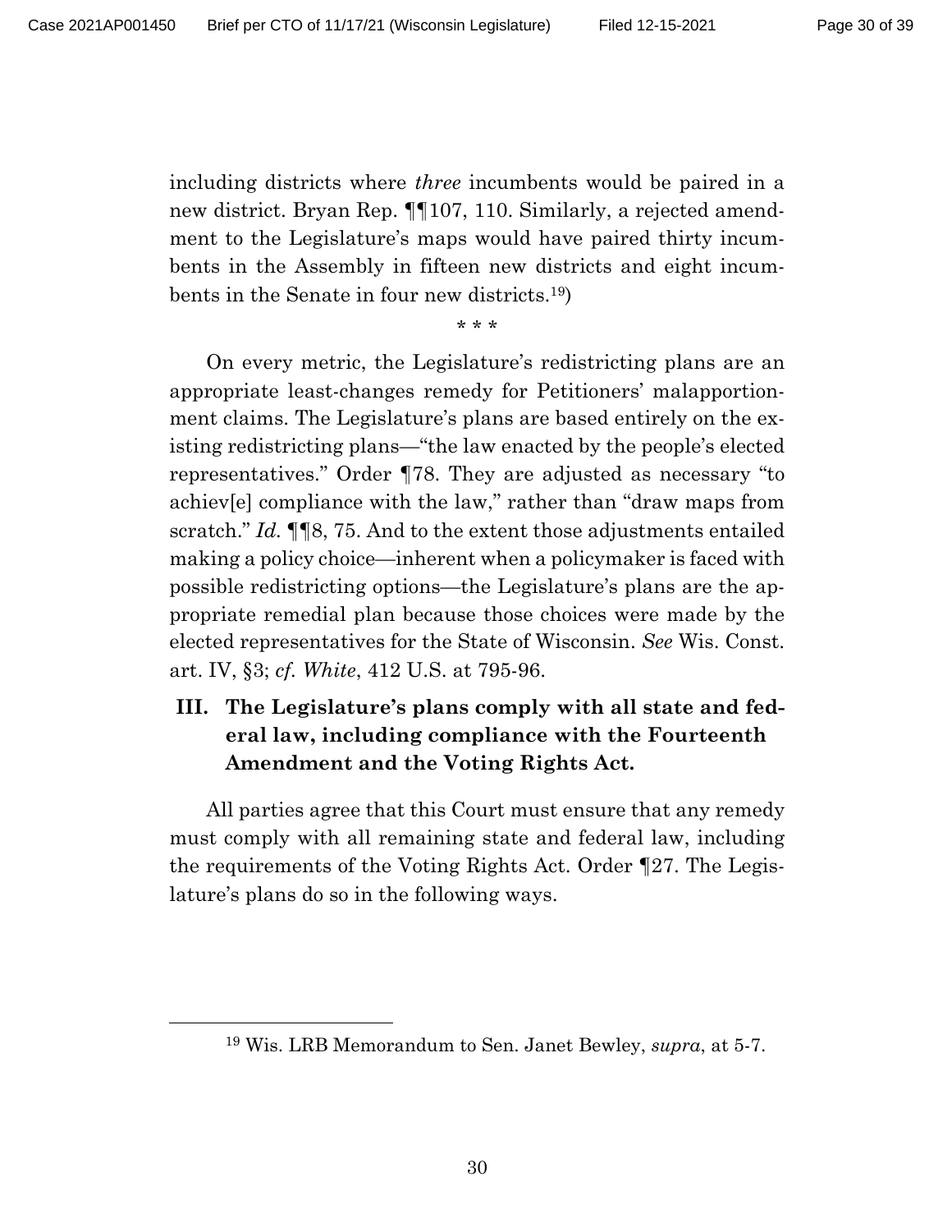including districts where *three* incumbents would be paired in a new district. Bryan Rep. ¶¶107, 110. Similarly, a rejected amendment to the Legislature's maps would have paired thirty incumbents in the Assembly in fifteen new districts and eight incumbents in the Senate in four new districts.[19])

\* \* \*

On every metric, the Legislature's redistricting plans are an appropriate least-changes remedy for Petitioners' malapportionment claims. The Legislature's plans are based entirely on the existing redistricting plans—"the law enacted by the people's elected representatives." Order ¶78. They are adjusted as necessary "to achiev[e] compliance with the law," rather than "draw maps from scratch." *Id.* ¶¶8, 75. And to the extent those adjustments entailed making a policy choice—inherent when a policymaker is faced with possible redistricting options—the Legislature's plans are the appropriate remedial plan because those choices were made by the elected representatives for the State of Wisconsin. *See* Wis. Const. art. IV, §3; *cf. White*, 412 U.S. at 795-96.

## III. The Legislature's plans comply with all state and federal law, including compliance with the Fourteenth Amendment and the Voting Rights Act.

All parties agree that this Court must ensure that any remedy must comply with all remaining state and federal law, including the requirements of the Voting Rights Act. Order ¶27. The Legislature's plans do so in the following ways.

---

[19] Wis. LRB Memorandum to Sen. Janet Bewley, *supra*, at 5-7.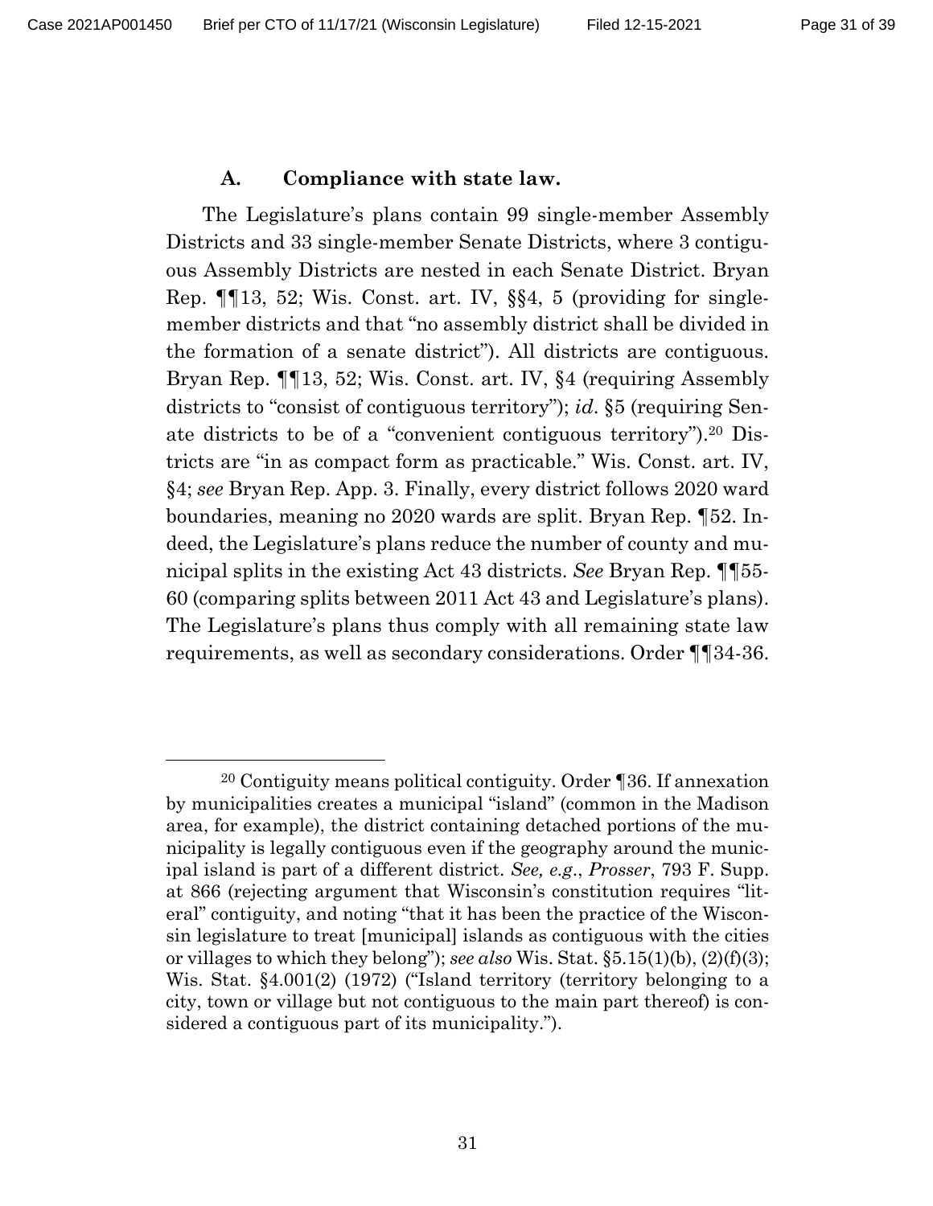### A. Compliance with state law.

The Legislature's plans contain 99 single-member Assembly Districts and 33 single-member Senate Districts, where 3 contiguous Assembly Districts are nested in each Senate District. Bryan Rep. ¶¶13, 52; Wis. Const. art. IV, §§4, 5 (providing for single-member districts and that "no assembly district shall be divided in the formation of a senate district"). All districts are contiguous. Bryan Rep. ¶¶13, 52; Wis. Const. art. IV, §4 (requiring Assembly districts to "consist of contiguous territory"); *id*. §5 (requiring Senate districts to be of a "convenient contiguous territory").[20] Districts are "in as compact form as practicable." Wis. Const. art. IV, §4; *see* Bryan Rep. App. 3. Finally, every district follows 2020 ward boundaries, meaning no 2020 wards are split. Bryan Rep. ¶52. Indeed, the Legislature's plans reduce the number of county and municipal splits in the existing Act 43 districts. *See* Bryan Rep. ¶¶55-60 (comparing splits between 2011 Act 43 and Legislature's plans). The Legislature's plans thus comply with all remaining state law requirements, as well as secondary considerations. Order ¶¶34-36.

---

[20] Contiguity means political contiguity. Order ¶36. If annexation by municipalities creates a municipal "island" (common in the Madison area, for example), the district containing detached portions of the municipality is legally contiguous even if the geography around the municipal island is part of a different district. *See, e.g.*, *Prosser*, 793 F. Supp. at 866 (rejecting argument that Wisconsin's constitution requires "literal" contiguity, and noting "that it has been the practice of the Wisconsin legislature to treat [municipal] islands as contiguous with the cities or villages to which they belong"); *see also* Wis. Stat. §5.15(1)(b), (2)(f)(3); Wis. Stat. §4.001(2) (1972) ("Island territory (territory belonging to a city, town or village but not contiguous to the main part thereof) is considered a contiguous part of its municipality.").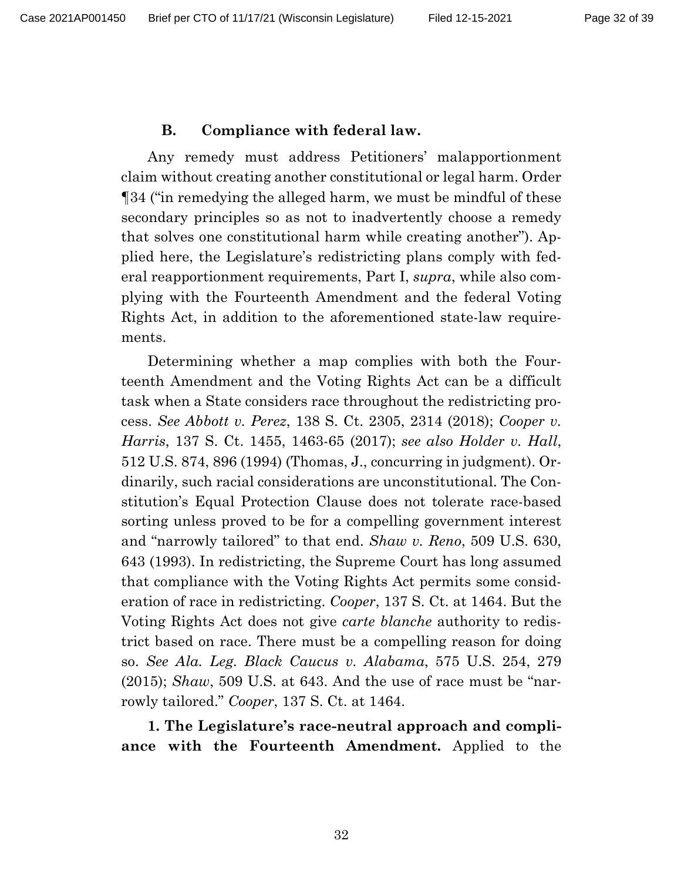### B. Compliance with federal law.

Any remedy must address Petitioners' malapportionment claim without creating another constitutional or legal harm. Order ¶34 ("in remedying the alleged harm, we must be mindful of these secondary principles so as not to inadvertently choose a remedy that solves one constitutional harm while creating another"). Applied here, the Legislature's redistricting plans comply with federal reapportionment requirements, Part I, *supra*, while also complying with the Fourteenth Amendment and the federal Voting Rights Act, in addition to the aforementioned state-law requirements.

Determining whether a map complies with both the Fourteenth Amendment and the Voting Rights Act can be a difficult task when a State considers race throughout the redistricting process. *See Abbott v. Perez*, 138 S. Ct. 2305, 2314 (2018); *Cooper v. Harris*, 137 S. Ct. 1455, 1463-65 (2017); *see also Holder v. Hall*, 512 U.S. 874, 896 (1994) (Thomas, J., concurring in judgment). Ordinarily, such racial considerations are unconstitutional. The Constitution's Equal Protection Clause does not tolerate race-based sorting unless proved to be for a compelling government interest and "narrowly tailored" to that end. *Shaw v. Reno*, 509 U.S. 630, 643 (1993). In redistricting, the Supreme Court has long assumed that compliance with the Voting Rights Act permits some consideration of race in redistricting. *Cooper*, 137 S. Ct. at 1464. But the Voting Rights Act does not give *carte blanche* authority to redistrict based on race. There must be a compelling reason for doing so. *See Ala. Leg. Black Caucus v. Alabama*, 575 U.S. 254, 279 (2015); *Shaw*, 509 U.S. at 643. And the use of race must be "narrowly tailored." *Cooper*, 137 S. Ct. at 1464.

**1. The Legislature's race-neutral approach and compliance with the Fourteenth Amendment.** Applied to the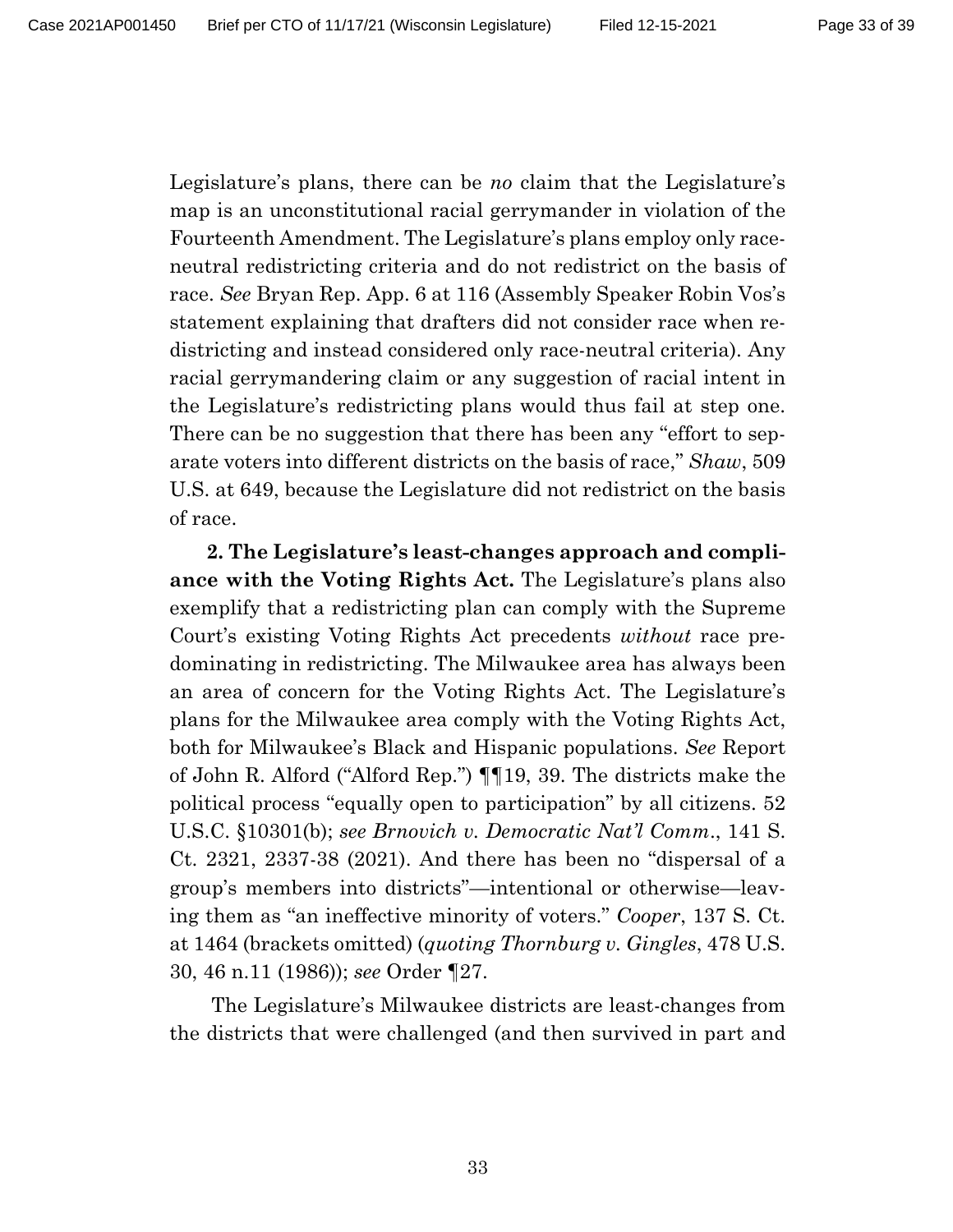Legislature's plans, there can be *no* claim that the Legislature's map is an unconstitutional racial gerrymander in violation of the Fourteenth Amendment. The Legislature's plans employ only race-neutral redistricting criteria and do not redistrict on the basis of race. *See* Bryan Rep. App. 6 at 116 (Assembly Speaker Robin Vos's statement explaining that drafters did not consider race when redistricting and instead considered only race-neutral criteria). Any racial gerrymandering claim or any suggestion of racial intent in the Legislature's redistricting plans would thus fail at step one. There can be no suggestion that there has been any "effort to separate voters into different districts on the basis of race," *Shaw*, 509 U.S. at 649, because the Legislature did not redistrict on the basis of race.

**2. The Legislature's least-changes approach and compliance with the Voting Rights Act.** The Legislature's plans also exemplify that a redistricting plan can comply with the Supreme Court's existing Voting Rights Act precedents *without* race predominating in redistricting. The Milwaukee area has always been an area of concern for the Voting Rights Act. The Legislature's plans for the Milwaukee area comply with the Voting Rights Act, both for Milwaukee's Black and Hispanic populations. *See* Report of John R. Alford ("Alford Rep.") ¶¶19, 39. The districts make the political process "equally open to participation" by all citizens. 52 U.S.C. §10301(b); *see Brnovich v. Democratic Nat'l Comm*., 141 S. Ct. 2321, 2337-38 (2021). And there has been no "dispersal of a group's members into districts"—intentional or otherwise—leaving them as "an ineffective minority of voters." *Cooper*, 137 S. Ct. at 1464 (brackets omitted) (*quoting Thornburg v. Gingles*, 478 U.S. 30, 46 n.11 (1986)); *see* Order ¶27.

The Legislature's Milwaukee districts are least-changes from the districts that were challenged (and then survived in part and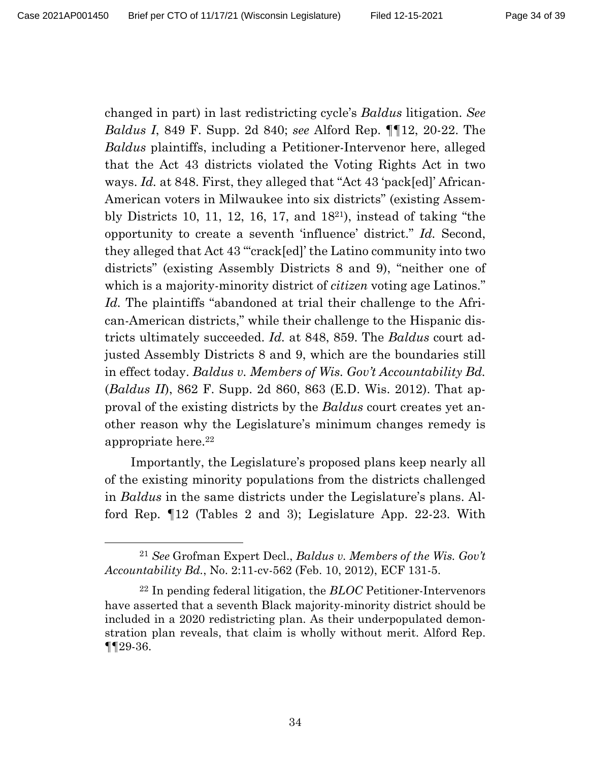changed in part) in last redistricting cycle's *Baldus* litigation. *See Baldus I*, 849 F. Supp. 2d 840; *see* Alford Rep. ¶¶12, 20-22. The *Baldus* plaintiffs, including a Petitioner-Intervenor here, alleged that the Act 43 districts violated the Voting Rights Act in two ways. *Id.* at 848. First, they alleged that "Act 43 'pack[ed]' African-American voters in Milwaukee into six districts" (existing Assembly Districts 10, 11, 12, 16, 17, and 18[21]), instead of taking "the opportunity to create a seventh 'influence' district." *Id.* Second, they alleged that Act 43 "'crack[ed]' the Latino community into two districts" (existing Assembly Districts 8 and 9), "neither one of which is a majority-minority district of *citizen* voting age Latinos." *Id.* The plaintiffs "abandoned at trial their challenge to the African-American districts," while their challenge to the Hispanic districts ultimately succeeded. *Id.* at 848, 859. The *Baldus* court adjusted Assembly Districts 8 and 9, which are the boundaries still in effect today. *Baldus v. Members of Wis. Gov't Accountability Bd.* (*Baldus II*), 862 F. Supp. 2d 860, 863 (E.D. Wis. 2012). That approval of the existing districts by the *Baldus* court creates yet another reason why the Legislature's minimum changes remedy is appropriate here.[22]

Importantly, the Legislature's proposed plans keep nearly all of the existing minority populations from the districts challenged in *Baldus* in the same districts under the Legislature's plans. Alford Rep. ¶12 (Tables 2 and 3); Legislature App. 22-23. With

[21] *See* Grofman Expert Decl., *Baldus v. Members of the Wis. Gov't Accountability Bd.*, No. 2:11-cv-562 (Feb. 10, 2012), ECF 131-5.

[22] In pending federal litigation, the *BLOC* Petitioner-Intervenors have asserted that a seventh Black majority-minority district should be included in a 2020 redistricting plan. As their underpopulated demonstration plan reveals, that claim is wholly without merit. Alford Rep. ¶¶29-36.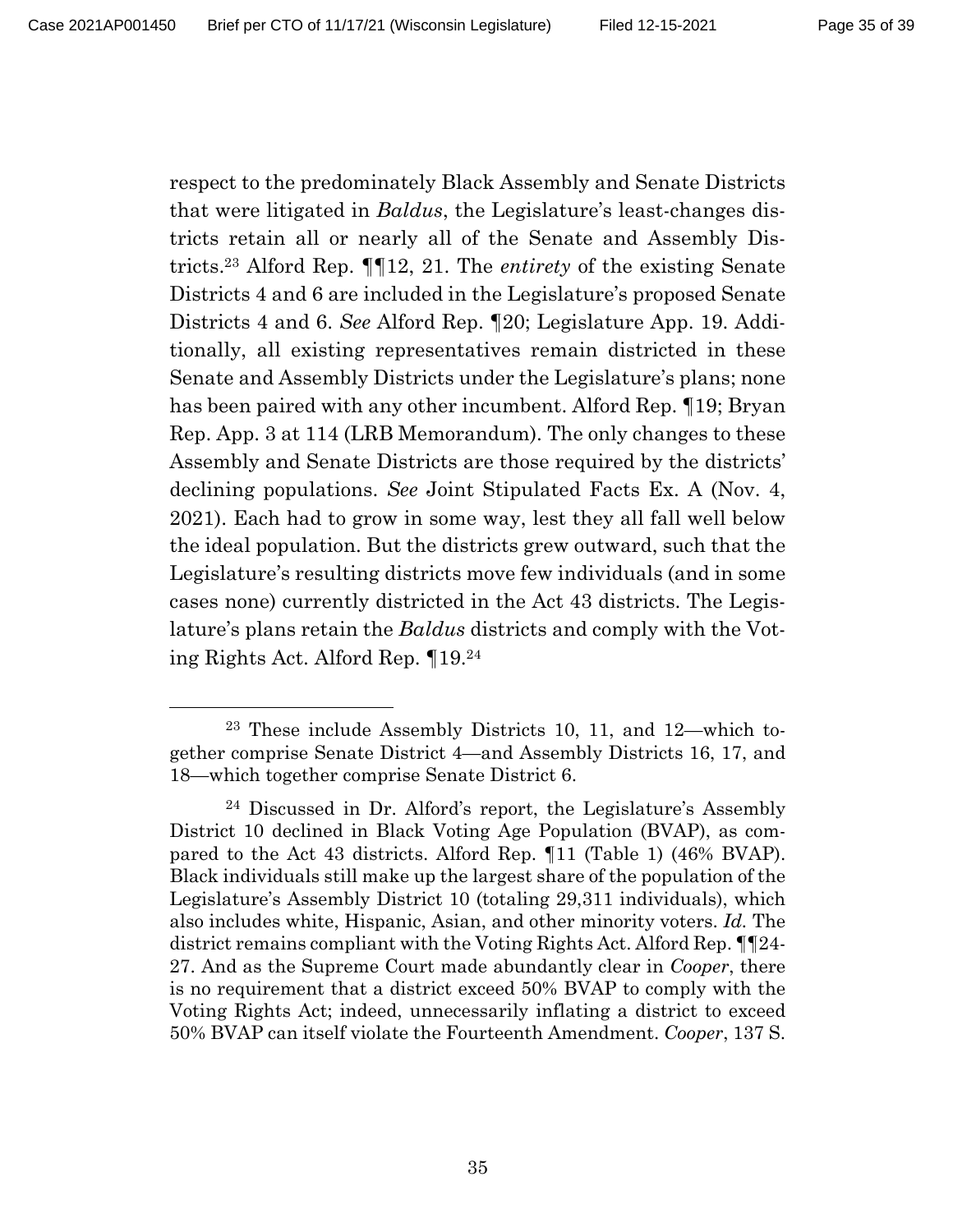respect to the predominately Black Assembly and Senate Districts that were litigated in *Baldus*, the Legislature's least-changes districts retain all or nearly all of the Senate and Assembly Districts.[23] Alford Rep. ¶¶12, 21. The *entirety* of the existing Senate Districts 4 and 6 are included in the Legislature's proposed Senate Districts 4 and 6. *See* Alford Rep. ¶20; Legislature App. 19. Additionally, all existing representatives remain districted in these Senate and Assembly Districts under the Legislature's plans; none has been paired with any other incumbent. Alford Rep. ¶19; Bryan Rep. App. 3 at 114 (LRB Memorandum). The only changes to these Assembly and Senate Districts are those required by the districts' declining populations. *See* Joint Stipulated Facts Ex. A (Nov. 4, 2021). Each had to grow in some way, lest they all fall well below the ideal population. But the districts grew outward, such that the Legislature's resulting districts move few individuals (and in some cases none) currently districted in the Act 43 districts. The Legislature's plans retain the *Baldus* districts and comply with the Voting Rights Act. Alford Rep. ¶19.[24]

---

[23] These include Assembly Districts 10, 11, and 12—which together comprise Senate District 4—and Assembly Districts 16, 17, and 18—which together comprise Senate District 6.

[24] Discussed in Dr. Alford's report, the Legislature's Assembly District 10 declined in Black Voting Age Population (BVAP), as compared to the Act 43 districts. Alford Rep. ¶11 (Table 1) (46% BVAP). Black individuals still make up the largest share of the population of the Legislature's Assembly District 10 (totaling 29,311 individuals), which also includes white, Hispanic, Asian, and other minority voters. *Id.* The district remains compliant with the Voting Rights Act. Alford Rep. ¶¶24-27. And as the Supreme Court made abundantly clear in *Cooper*, there is no requirement that a district exceed 50% BVAP to comply with the Voting Rights Act; indeed, unnecessarily inflating a district to exceed 50% BVAP can itself violate the Fourteenth Amendment. *Cooper*, 137 S.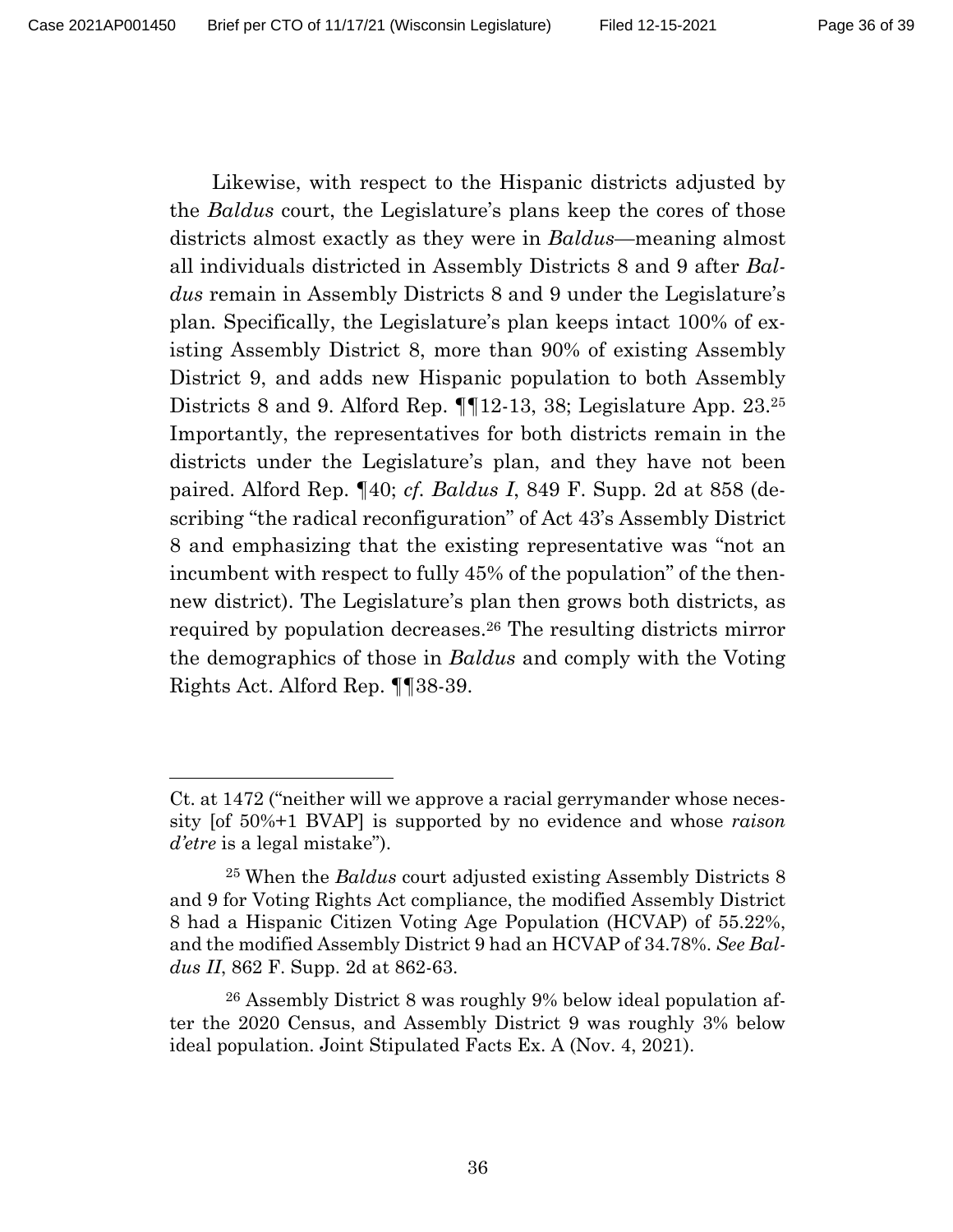Likewise, with respect to the Hispanic districts adjusted by the *Baldus* court, the Legislature's plans keep the cores of those districts almost exactly as they were in *Baldus*—meaning almost all individuals districted in Assembly Districts 8 and 9 after *Baldus* remain in Assembly Districts 8 and 9 under the Legislature's plan. Specifically, the Legislature's plan keeps intact 100% of existing Assembly District 8, more than 90% of existing Assembly District 9, and adds new Hispanic population to both Assembly Districts 8 and 9. Alford Rep. ¶¶12-13, 38; Legislature App. 23.[25] Importantly, the representatives for both districts remain in the districts under the Legislature's plan, and they have not been paired. Alford Rep. ¶40; *cf. Baldus I*, 849 F. Supp. 2d at 858 (describing "the radical reconfiguration" of Act 43's Assembly District 8 and emphasizing that the existing representative was "not an incumbent with respect to fully 45% of the population" of the then-new district). The Legislature's plan then grows both districts, as required by population decreases.[26] The resulting districts mirror the demographics of those in *Baldus* and comply with the Voting Rights Act. Alford Rep. ¶¶38-39.

---

Ct. at 1472 ("neither will we approve a racial gerrymander whose necessity [of 50%+1 BVAP] is supported by no evidence and whose *raison d'etre* is a legal mistake").

[25] When the *Baldus* court adjusted existing Assembly Districts 8 and 9 for Voting Rights Act compliance, the modified Assembly District 8 had a Hispanic Citizen Voting Age Population (HCVAP) of 55.22%, and the modified Assembly District 9 had an HCVAP of 34.78%. *See Baldus II*, 862 F. Supp. 2d at 862-63.

[26] Assembly District 8 was roughly 9% below ideal population after the 2020 Census, and Assembly District 9 was roughly 3% below ideal population. Joint Stipulated Facts Ex. A (Nov. 4, 2021).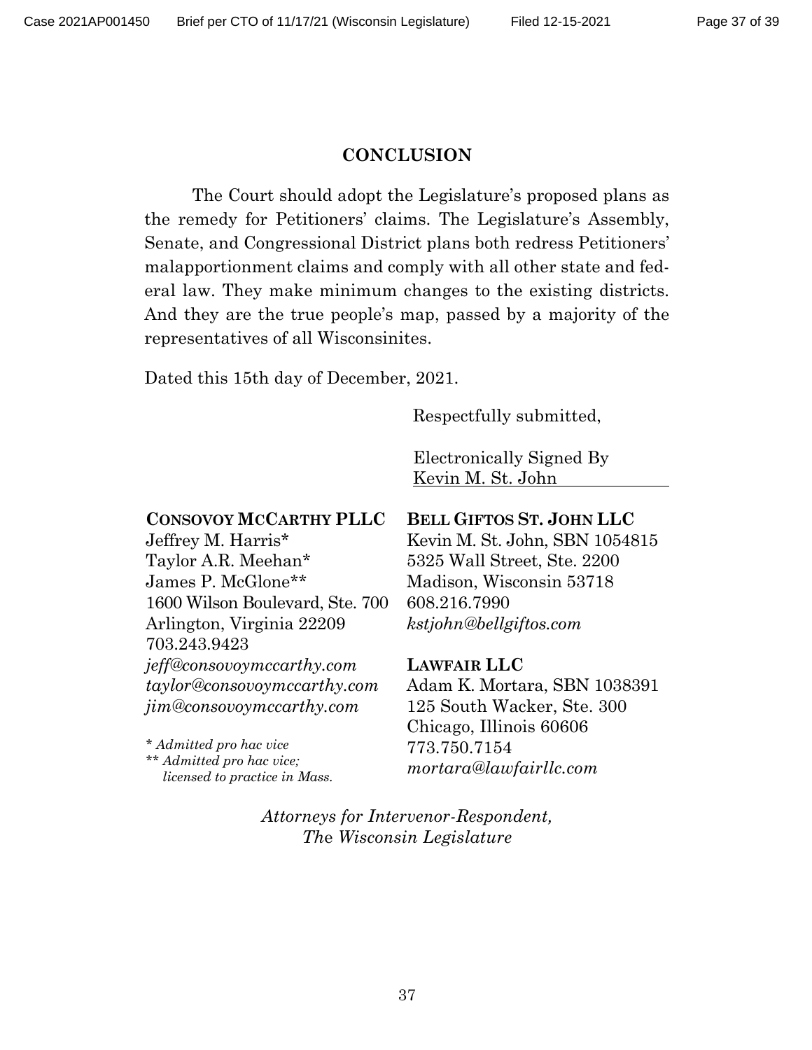## CONCLUSION

The Court should adopt the Legislature's proposed plans as the remedy for Petitioners' claims. The Legislature's Assembly, Senate, and Congressional District plans both redress Petitioners' malapportionment claims and comply with all other state and federal law. They make minimum changes to the existing districts. And they are the true people's map, passed by a majority of the representatives of all Wisconsinites.

Dated this 15th day of December, 2021.

Respectfully submitted,

Electronically Signed By
Kevin M. St. John

**CONSOVOY MCCARTHY PLLC**
Jeffrey M. Harris*
Taylor A.R. Meehan*
James P. McGlone**
1600 Wilson Boulevard, Ste. 700
Arlington, Virginia 22209
703.243.9423
*jeff@consovoymccarthy.com*
*taylor@consovoymccarthy.com*
*jim@consovoymccarthy.com*

*\* Admitted pro hac vice*
*\*\* Admitted pro hac vice; licensed to practice in Mass.*

**BELL GIFTOS ST. JOHN LLC**
Kevin M. St. John, SBN 1054815
5325 Wall Street, Ste. 2200
Madison, Wisconsin 53718
608.216.7990
*kstjohn@bellgiftos.com*

**LAWFAIR LLC**
Adam K. Mortara, SBN 1038391
125 South Wacker, Ste. 300
Chicago, Illinois 60606
773.750.7154
*mortara@lawfairllc.com*

*Attorneys for Intervenor-Respondent, The Wisconsin Legislature*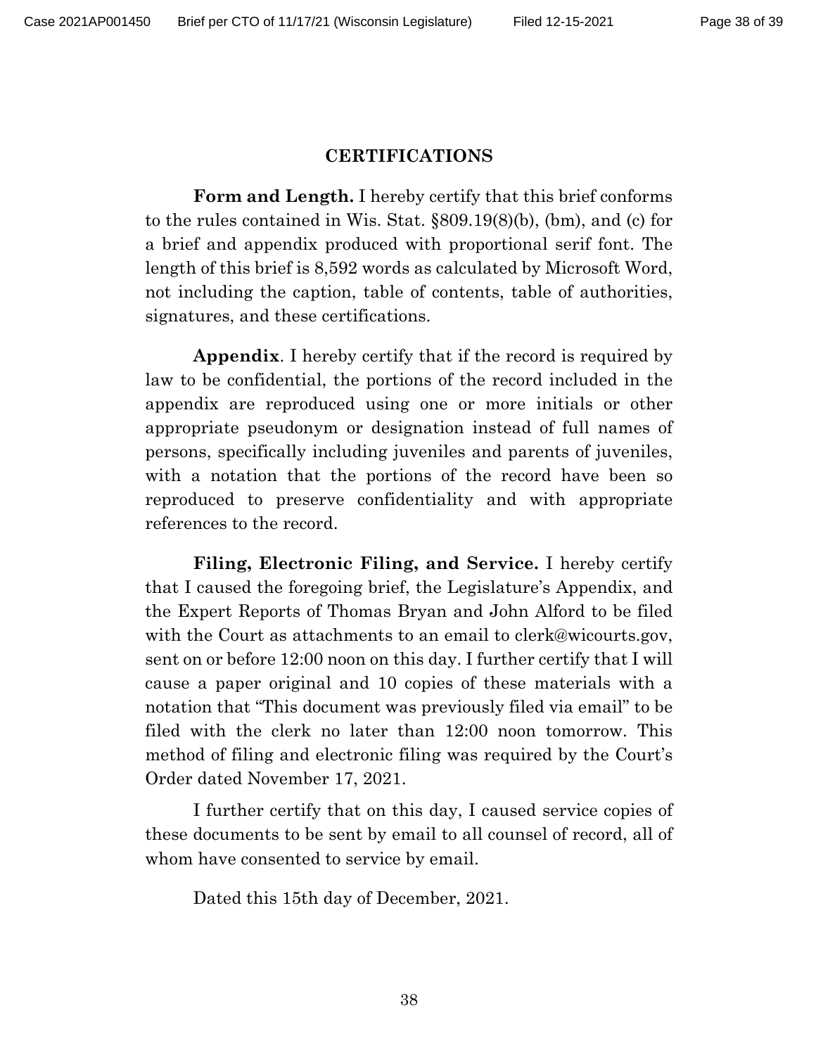## CERTIFICATIONS

**Form and Length.** I hereby certify that this brief conforms to the rules contained in Wis. Stat. §809.19(8)(b), (bm), and (c) for a brief and appendix produced with proportional serif font. The length of this brief is 8,592 words as calculated by Microsoft Word, not including the caption, table of contents, table of authorities, signatures, and these certifications.

**Appendix**. I hereby certify that if the record is required by law to be confidential, the portions of the record included in the appendix are reproduced using one or more initials or other appropriate pseudonym or designation instead of full names of persons, specifically including juveniles and parents of juveniles, with a notation that the portions of the record have been so reproduced to preserve confidentiality and with appropriate references to the record.

**Filing, Electronic Filing, and Service.** I hereby certify that I caused the foregoing brief, the Legislature's Appendix, and the Expert Reports of Thomas Bryan and John Alford to be filed with the Court as attachments to an email to clerk@wicourts.gov, sent on or before 12:00 noon on this day. I further certify that I will cause a paper original and 10 copies of these materials with a notation that "This document was previously filed via email" to be filed with the clerk no later than 12:00 noon tomorrow. This method of filing and electronic filing was required by the Court's Order dated November 17, 2021.

I further certify that on this day, I caused service copies of these documents to be sent by email to all counsel of record, all of whom have consented to service by email.

Dated this 15th day of December, 2021.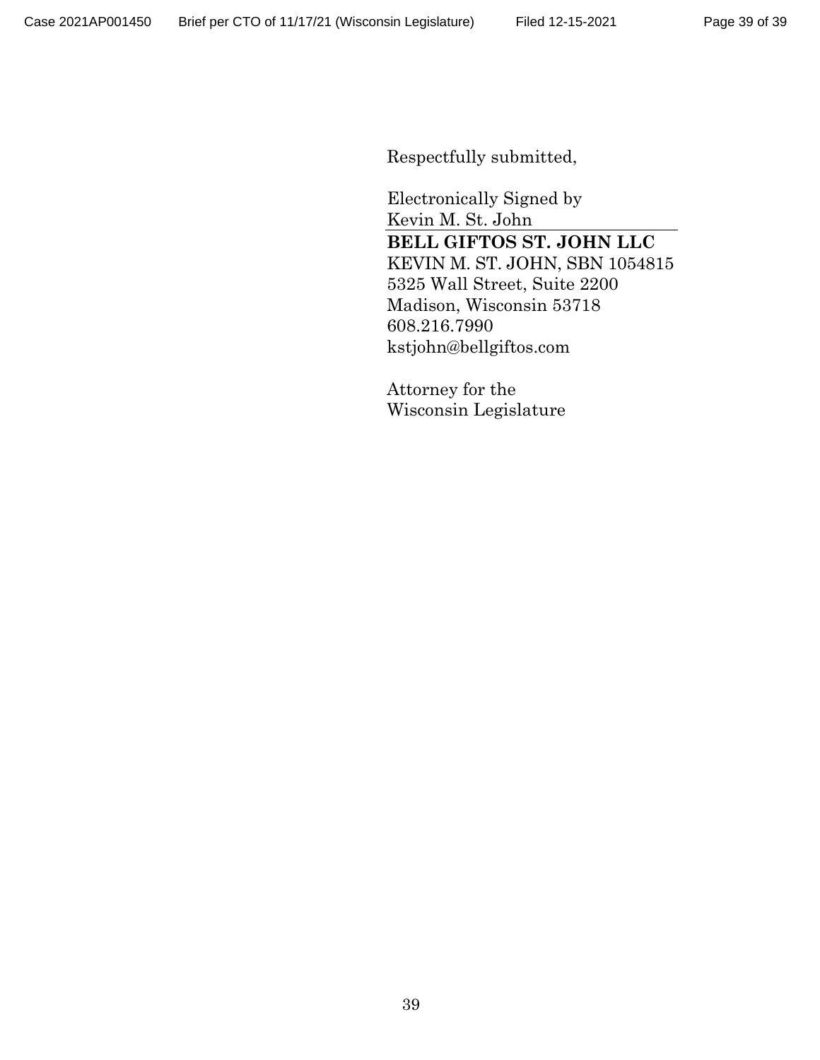Respectfully submitted,

Electronically Signed by
Kevin M. St. John

---

**BELL GIFTOS ST. JOHN LLC**
KEVIN M. ST. JOHN, SBN 1054815
5325 Wall Street, Suite 2200
Madison, Wisconsin 53718
608.216.7990
kstjohn@bellgiftos.com

Attorney for the
Wisconsin Legislature